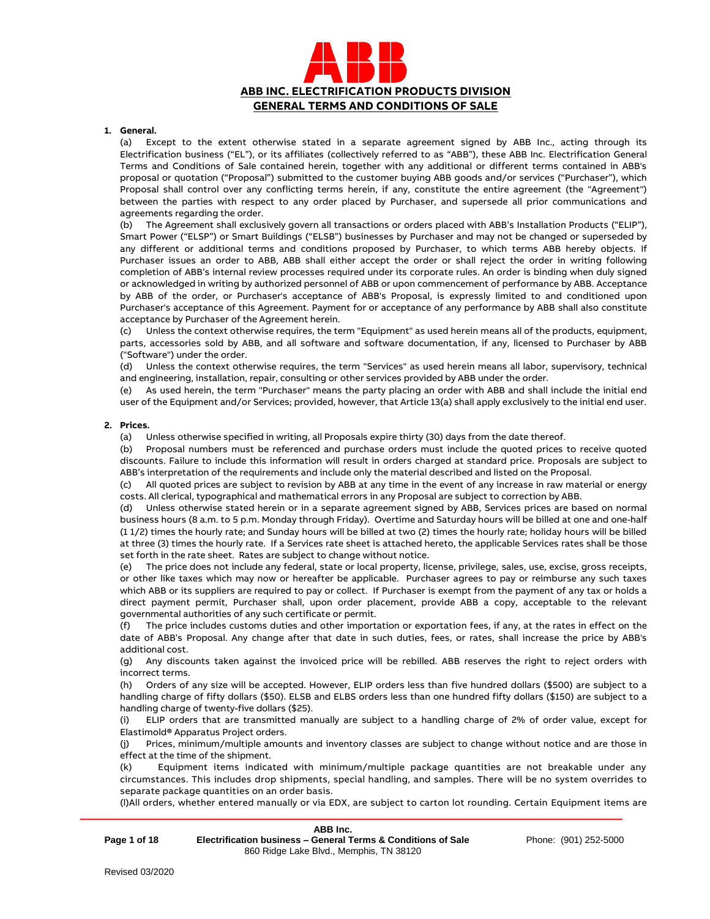# ABB INC. ELECTRIFICATION PRODUCTS DIVISION
# GENERAL TERMS AND CONDITIONS OF SALE

**1. General.**

(a) Except to the extent otherwise stated in a separate agreement signed by ABB Inc., acting through its Electrification business ("EL"), or its affiliates (collectively referred to as "ABB"), these ABB Inc. Electrification General Terms and Conditions of Sale contained herein, together with any additional or different terms contained in ABB's proposal or quotation ("Proposal") submitted to the customer buying ABB goods and/or services ("Purchaser"), which Proposal shall control over any conflicting terms herein, if any, constitute the entire agreement (the "Agreement") between the parties with respect to any order placed by Purchaser, and supersede all prior communications and agreements regarding the order.

(b) The Agreement shall exclusively govern all transactions or orders placed with ABB's Installation Products ("ELIP"), Smart Power ("ELSP") or Smart Buildings ("ELSB") businesses by Purchaser and may not be changed or superseded by any different or additional terms and conditions proposed by Purchaser, to which terms ABB hereby objects. If Purchaser issues an order to ABB, ABB shall either accept the order or shall reject the order in writing following completion of ABB's internal review processes required under its corporate rules. An order is binding when duly signed or acknowledged in writing by authorized personnel of ABB or upon commencement of performance by ABB. Acceptance by ABB of the order, or Purchaser's acceptance of ABB's Proposal, is expressly limited to and conditioned upon Purchaser's acceptance of this Agreement. Payment for or acceptance of any performance by ABB shall also constitute acceptance by Purchaser of the Agreement herein.

(c) Unless the context otherwise requires, the term "Equipment" as used herein means all of the products, equipment, parts, accessories sold by ABB, and all software and software documentation, if any, licensed to Purchaser by ABB ("Software") under the order.

(d) Unless the context otherwise requires, the term "Services" as used herein means all labor, supervisory, technical and engineering, installation, repair, consulting or other services provided by ABB under the order.

(e) As used herein, the term "Purchaser" means the party placing an order with ABB and shall include the initial end user of the Equipment and/or Services; provided, however, that Article 13(a) shall apply exclusively to the initial end user.

**2. Prices.**

(a) Unless otherwise specified in writing, all Proposals expire thirty (30) days from the date thereof.

(b) Proposal numbers must be referenced and purchase orders must include the quoted prices to receive quoted discounts. Failure to include this information will result in orders charged at standard price. Proposals are subject to ABB's interpretation of the requirements and include only the material described and listed on the Proposal.

(c) All quoted prices are subject to revision by ABB at any time in the event of any increase in raw material or energy costs. All clerical, typographical and mathematical errors in any Proposal are subject to correction by ABB.

(d) Unless otherwise stated herein or in a separate agreement signed by ABB, Services prices are based on normal business hours (8 a.m. to 5 p.m. Monday through Friday). Overtime and Saturday hours will be billed at one and one-half (1 1/2) times the hourly rate; and Sunday hours will be billed at two (2) times the hourly rate; holiday hours will be billed at three (3) times the hourly rate. If a Services rate sheet is attached hereto, the applicable Services rates shall be those set forth in the rate sheet. Rates are subject to change without notice.

(e) The price does not include any federal, state or local property, license, privilege, sales, use, excise, gross receipts, or other like taxes which may now or hereafter be applicable. Purchaser agrees to pay or reimburse any such taxes which ABB or its suppliers are required to pay or collect. If Purchaser is exempt from the payment of any tax or holds a direct payment permit, Purchaser shall, upon order placement, provide ABB a copy, acceptable to the relevant governmental authorities of any such certificate or permit.

(f) The price includes customs duties and other importation or exportation fees, if any, at the rates in effect on the date of ABB's Proposal. Any change after that date in such duties, fees, or rates, shall increase the price by ABB's additional cost.

(g) Any discounts taken against the invoiced price will be rebilled. ABB reserves the right to reject orders with incorrect terms.

(h) Orders of any size will be accepted. However, ELIP orders less than five hundred dollars ($500) are subject to a handling charge of fifty dollars ($50). ELSB and ELBS orders less than one hundred fifty dollars ($150) are subject to a handling charge of twenty-five dollars ($25).

(i) ELIP orders that are transmitted manually are subject to a handling charge of 2% of order value, except for Elastimold® Apparatus Project orders.

(j) Prices, minimum/multiple amounts and inventory classes are subject to change without notice and are those in effect at the time of the shipment.

(k) Equipment items indicated with minimum/multiple package quantities are not breakable under any circumstances. This includes drop shipments, special handling, and samples. There will be no system overrides to separate package quantities on an order basis.

(l) All orders, whether entered manually or via EDX, are subject to carton lot rounding. Certain Equipment items are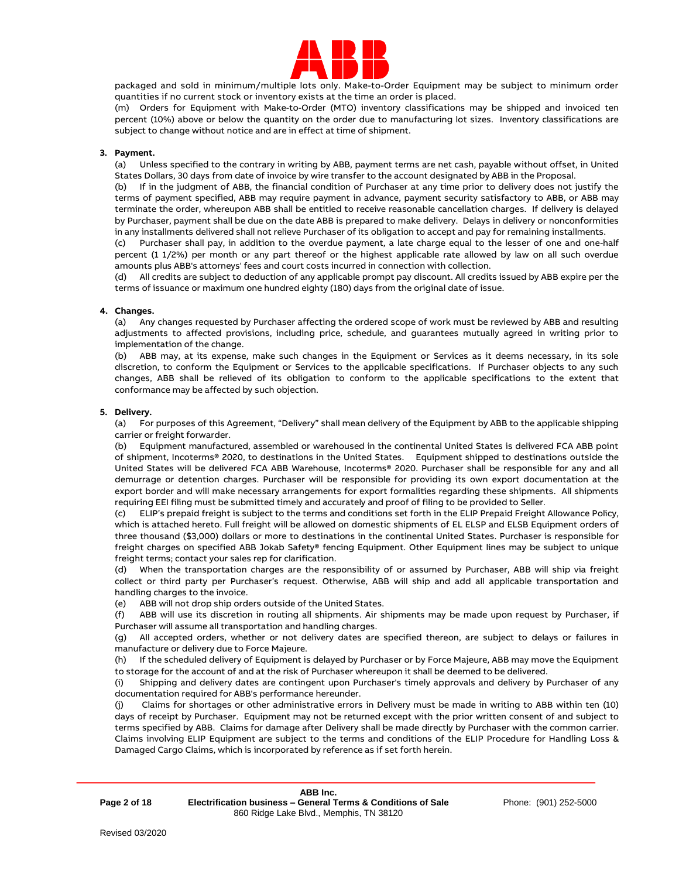packaged and sold in minimum/multiple lots only. Make-to-Order Equipment may be subject to minimum order quantities if no current stock or inventory exists at the time an order is placed.

(m) Orders for Equipment with Make-to-Order (MTO) inventory classifications may be shipped and invoiced ten percent (10%) above or below the quantity on the order due to manufacturing lot sizes. Inventory classifications are subject to change without notice and are in effect at time of shipment.

**3. Payment.**

(a) Unless specified to the contrary in writing by ABB, payment terms are net cash, payable without offset, in United States Dollars, 30 days from date of invoice by wire transfer to the account designated by ABB in the Proposal.

(b) If in the judgment of ABB, the financial condition of Purchaser at any time prior to delivery does not justify the terms of payment specified, ABB may require payment in advance, payment security satisfactory to ABB, or ABB may terminate the order, whereupon ABB shall be entitled to receive reasonable cancellation charges. If delivery is delayed by Purchaser, payment shall be due on the date ABB is prepared to make delivery. Delays in delivery or nonconformities in any installments delivered shall not relieve Purchaser of its obligation to accept and pay for remaining installments.

(c) Purchaser shall pay, in addition to the overdue payment, a late charge equal to the lesser of one and one-half percent (1 1/2%) per month or any part thereof or the highest applicable rate allowed by law on all such overdue amounts plus ABB's attorneys' fees and court costs incurred in connection with collection.

(d) All credits are subject to deduction of any applicable prompt pay discount. All credits issued by ABB expire per the terms of issuance or maximum one hundred eighty (180) days from the original date of issue.

**4. Changes.**

(a) Any changes requested by Purchaser affecting the ordered scope of work must be reviewed by ABB and resulting adjustments to affected provisions, including price, schedule, and guarantees mutually agreed in writing prior to implementation of the change.

(b) ABB may, at its expense, make such changes in the Equipment or Services as it deems necessary, in its sole discretion, to conform the Equipment or Services to the applicable specifications. If Purchaser objects to any such changes, ABB shall be relieved of its obligation to conform to the applicable specifications to the extent that conformance may be affected by such objection.

**5. Delivery.**

(a) For purposes of this Agreement, "Delivery" shall mean delivery of the Equipment by ABB to the applicable shipping carrier or freight forwarder.

(b) Equipment manufactured, assembled or warehoused in the continental United States is delivered FCA ABB point of shipment, Incoterms® 2020, to destinations in the United States. Equipment shipped to destinations outside the United States will be delivered FCA ABB Warehouse, Incoterms® 2020. Purchaser shall be responsible for any and all demurrage or detention charges. Purchaser will be responsible for providing its own export documentation at the export border and will make necessary arrangements for export formalities regarding these shipments. All shipments requiring EEI filing must be submitted timely and accurately and proof of filing to be provided to Seller.

(c) ELIP's prepaid freight is subject to the terms and conditions set forth in the ELIP Prepaid Freight Allowance Policy, which is attached hereto. Full freight will be allowed on domestic shipments of EL ELSP and ELSB Equipment orders of three thousand ($3,000) dollars or more to destinations in the continental United States. Purchaser is responsible for freight charges on specified ABB Jokab Safety® fencing Equipment. Other Equipment lines may be subject to unique freight terms; contact your sales rep for clarification.

(d) When the transportation charges are the responsibility of or assumed by Purchaser, ABB will ship via freight collect or third party per Purchaser's request. Otherwise, ABB will ship and add all applicable transportation and handling charges to the invoice.

(e) ABB will not drop ship orders outside of the United States.

(f) ABB will use its discretion in routing all shipments. Air shipments may be made upon request by Purchaser, if Purchaser will assume all transportation and handling charges.

(g) All accepted orders, whether or not delivery dates are specified thereon, are subject to delays or failures in manufacture or delivery due to Force Majeure.

(h) If the scheduled delivery of Equipment is delayed by Purchaser or by Force Majeure, ABB may move the Equipment to storage for the account of and at the risk of Purchaser whereupon it shall be deemed to be delivered.

(i) Shipping and delivery dates are contingent upon Purchaser's timely approvals and delivery by Purchaser of any documentation required for ABB's performance hereunder.

(j) Claims for shortages or other administrative errors in Delivery must be made in writing to ABB within ten (10) days of receipt by Purchaser. Equipment may not be returned except with the prior written consent of and subject to terms specified by ABB. Claims for damage after Delivery shall be made directly by Purchaser with the common carrier. Claims involving ELIP Equipment are subject to the terms and conditions of the ELIP Procedure for Handling Loss & Damaged Cargo Claims, which is incorporated by reference as if set forth herein.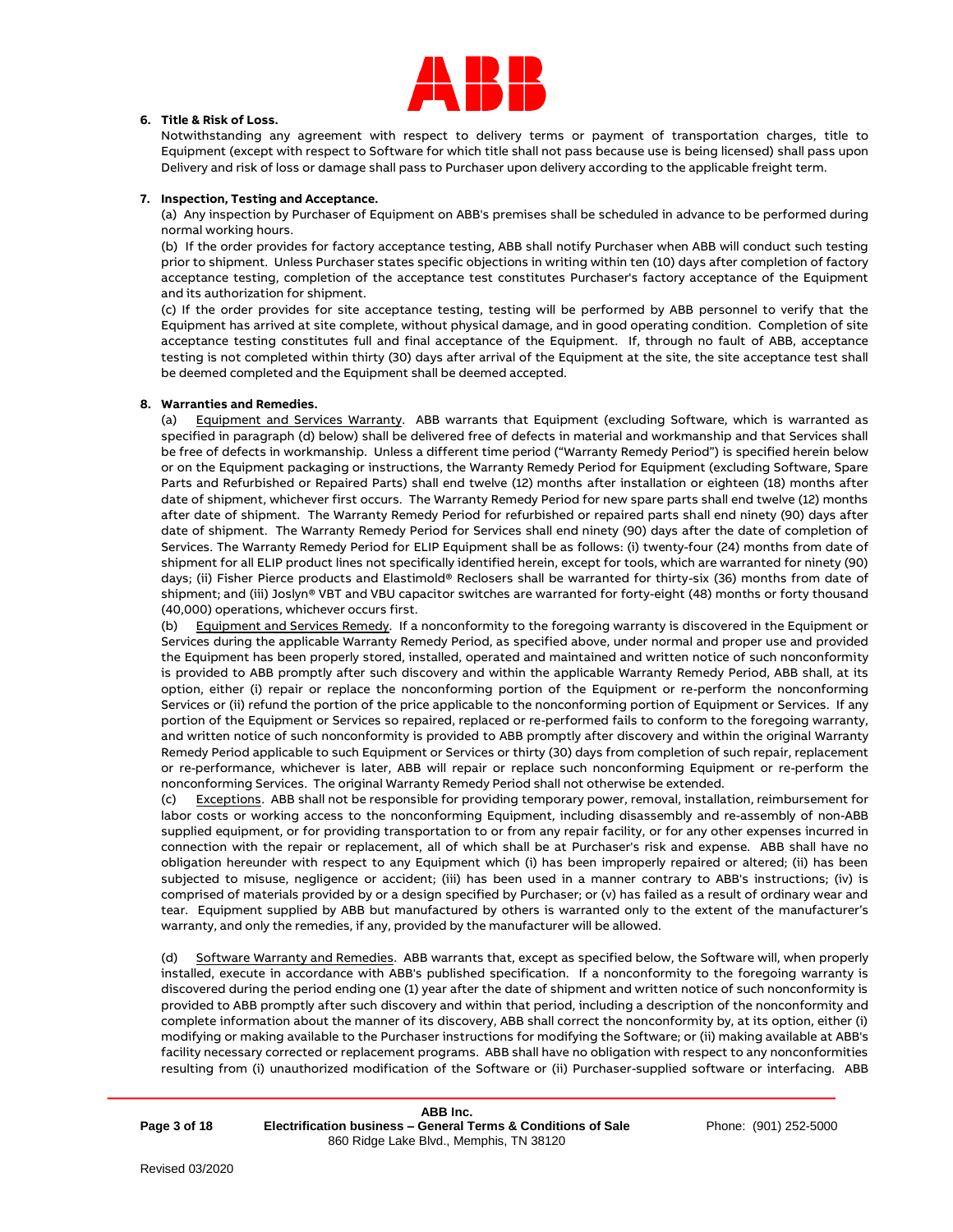**6. Title & Risk of Loss.**

Notwithstanding any agreement with respect to delivery terms or payment of transportation charges, title to Equipment (except with respect to Software for which title shall not pass because use is being licensed) shall pass upon Delivery and risk of loss or damage shall pass to Purchaser upon delivery according to the applicable freight term.

**7. Inspection, Testing and Acceptance.**

(a) Any inspection by Purchaser of Equipment on ABB's premises shall be scheduled in advance to be performed during normal working hours.

(b) If the order provides for factory acceptance testing, ABB shall notify Purchaser when ABB will conduct such testing prior to shipment. Unless Purchaser states specific objections in writing within ten (10) days after completion of factory acceptance testing, completion of the acceptance test constitutes Purchaser's factory acceptance of the Equipment and its authorization for shipment.

(c) If the order provides for site acceptance testing, testing will be performed by ABB personnel to verify that the Equipment has arrived at site complete, without physical damage, and in good operating condition. Completion of site acceptance testing constitutes full and final acceptance of the Equipment. If, through no fault of ABB, acceptance testing is not completed within thirty (30) days after arrival of the Equipment at the site, the site acceptance test shall be deemed completed and the Equipment shall be deemed accepted.

**8. Warranties and Remedies.**

(a) Equipment and Services Warranty. ABB warrants that Equipment (excluding Software, which is warranted as specified in paragraph (d) below) shall be delivered free of defects in material and workmanship and that Services shall be free of defects in workmanship. Unless a different time period ("Warranty Remedy Period") is specified herein below or on the Equipment packaging or instructions, the Warranty Remedy Period for Equipment (excluding Software, Spare Parts and Refurbished or Repaired Parts) shall end twelve (12) months after installation or eighteen (18) months after date of shipment, whichever first occurs. The Warranty Remedy Period for new spare parts shall end twelve (12) months after date of shipment. The Warranty Remedy Period for refurbished or repaired parts shall end ninety (90) days after date of shipment. The Warranty Remedy Period for Services shall end ninety (90) days after the date of completion of Services. The Warranty Remedy Period for ELIP Equipment shall be as follows: (i) twenty-four (24) months from date of shipment for all ELIP product lines not specifically identified herein, except for tools, which are warranted for ninety (90) days; (ii) Fisher Pierce products and Elastimold® Reclosers shall be warranted for thirty-six (36) months from date of shipment; and (iii) Joslyn® VBT and VBU capacitor switches are warranted for forty-eight (48) months or forty thousand (40,000) operations, whichever occurs first.

(b) Equipment and Services Remedy. If a nonconformity to the foregoing warranty is discovered in the Equipment or Services during the applicable Warranty Remedy Period, as specified above, under normal and proper use and provided the Equipment has been properly stored, installed, operated and maintained and written notice of such nonconformity is provided to ABB promptly after such discovery and within the applicable Warranty Remedy Period, ABB shall, at its option, either (i) repair or replace the nonconforming portion of the Equipment or re-perform the nonconforming Services or (ii) refund the portion of the price applicable to the nonconforming portion of Equipment or Services. If any portion of the Equipment or Services so repaired, replaced or re-performed fails to conform to the foregoing warranty, and written notice of such nonconformity is provided to ABB promptly after discovery and within the original Warranty Remedy Period applicable to such Equipment or Services or thirty (30) days from completion of such repair, replacement or re-performance, whichever is later, ABB will repair or replace such nonconforming Equipment or re-perform the nonconforming Services. The original Warranty Remedy Period shall not otherwise be extended.

(c) Exceptions. ABB shall not be responsible for providing temporary power, removal, installation, reimbursement for labor costs or working access to the nonconforming Equipment, including disassembly and re-assembly of non-ABB supplied equipment, or for providing transportation to or from any repair facility, or for any other expenses incurred in connection with the repair or replacement, all of which shall be at Purchaser's risk and expense. ABB shall have no obligation hereunder with respect to any Equipment which (i) has been improperly repaired or altered; (ii) has been subjected to misuse, negligence or accident; (iii) has been used in a manner contrary to ABB's instructions; (iv) is comprised of materials provided by or a design specified by Purchaser; or (v) has failed as a result of ordinary wear and tear. Equipment supplied by ABB but manufactured by others is warranted only to the extent of the manufacturer's warranty, and only the remedies, if any, provided by the manufacturer will be allowed.

(d) Software Warranty and Remedies. ABB warrants that, except as specified below, the Software will, when properly installed, execute in accordance with ABB's published specification. If a nonconformity to the foregoing warranty is discovered during the period ending one (1) year after the date of shipment and written notice of such nonconformity is provided to ABB promptly after such discovery and within that period, including a description of the nonconformity and complete information about the manner of its discovery, ABB shall correct the nonconformity by, at its option, either (i) modifying or making available to the Purchaser instructions for modifying the Software; or (ii) making available at ABB's facility necessary corrected or replacement programs. ABB shall have no obligation with respect to any nonconformities resulting from (i) unauthorized modification of the Software or (ii) Purchaser-supplied software or interfacing. ABB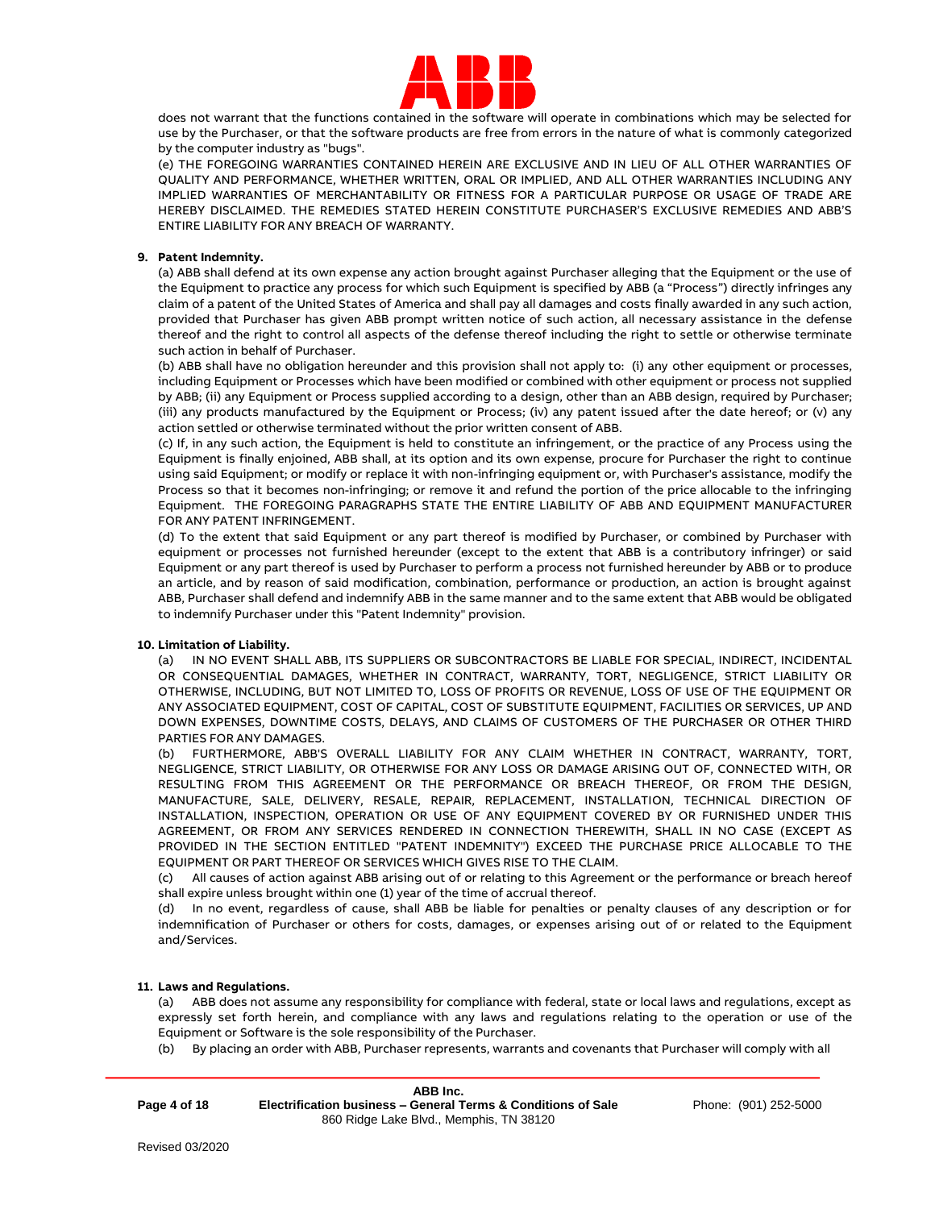does not warrant that the functions contained in the software will operate in combinations which may be selected for use by the Purchaser, or that the software products are free from errors in the nature of what is commonly categorized by the computer industry as "bugs".

(e) THE FOREGOING WARRANTIES CONTAINED HEREIN ARE EXCLUSIVE AND IN LIEU OF ALL OTHER WARRANTIES OF QUALITY AND PERFORMANCE, WHETHER WRITTEN, ORAL OR IMPLIED, AND ALL OTHER WARRANTIES INCLUDING ANY IMPLIED WARRANTIES OF MERCHANTABILITY OR FITNESS FOR A PARTICULAR PURPOSE OR USAGE OF TRADE ARE HEREBY DISCLAIMED. THE REMEDIES STATED HEREIN CONSTITUTE PURCHASER'S EXCLUSIVE REMEDIES AND ABB'S ENTIRE LIABILITY FOR ANY BREACH OF WARRANTY.

**9. Patent Indemnity.**

(a) ABB shall defend at its own expense any action brought against Purchaser alleging that the Equipment or the use of the Equipment to practice any process for which such Equipment is specified by ABB (a "Process") directly infringes any claim of a patent of the United States of America and shall pay all damages and costs finally awarded in any such action, provided that Purchaser has given ABB prompt written notice of such action, all necessary assistance in the defense thereof and the right to control all aspects of the defense thereof including the right to settle or otherwise terminate such action in behalf of Purchaser.

(b) ABB shall have no obligation hereunder and this provision shall not apply to: (i) any other equipment or processes, including Equipment or Processes which have been modified or combined with other equipment or process not supplied by ABB; (ii) any Equipment or Process supplied according to a design, other than an ABB design, required by Purchaser; (iii) any products manufactured by the Equipment or Process; (iv) any patent issued after the date hereof; or (v) any action settled or otherwise terminated without the prior written consent of ABB.

(c) If, in any such action, the Equipment is held to constitute an infringement, or the practice of any Process using the Equipment is finally enjoined, ABB shall, at its option and its own expense, procure for Purchaser the right to continue using said Equipment; or modify or replace it with non-infringing equipment or, with Purchaser's assistance, modify the Process so that it becomes non-infringing; or remove it and refund the portion of the price allocable to the infringing Equipment. THE FOREGOING PARAGRAPHS STATE THE ENTIRE LIABILITY OF ABB AND EQUIPMENT MANUFACTURER FOR ANY PATENT INFRINGEMENT.

(d) To the extent that said Equipment or any part thereof is modified by Purchaser, or combined by Purchaser with equipment or processes not furnished hereunder (except to the extent that ABB is a contributory infringer) or said Equipment or any part thereof is used by Purchaser to perform a process not furnished hereunder by ABB or to produce an article, and by reason of said modification, combination, performance or production, an action is brought against ABB, Purchaser shall defend and indemnify ABB in the same manner and to the same extent that ABB would be obligated to indemnify Purchaser under this "Patent Indemnity" provision.

**10. Limitation of Liability.**

(a) IN NO EVENT SHALL ABB, ITS SUPPLIERS OR SUBCONTRACTORS BE LIABLE FOR SPECIAL, INDIRECT, INCIDENTAL OR CONSEQUENTIAL DAMAGES, WHETHER IN CONTRACT, WARRANTY, TORT, NEGLIGENCE, STRICT LIABILITY OR OTHERWISE, INCLUDING, BUT NOT LIMITED TO, LOSS OF PROFITS OR REVENUE, LOSS OF USE OF THE EQUIPMENT OR ANY ASSOCIATED EQUIPMENT, COST OF CAPITAL, COST OF SUBSTITUTE EQUIPMENT, FACILITIES OR SERVICES, UP AND DOWN EXPENSES, DOWNTIME COSTS, DELAYS, AND CLAIMS OF CUSTOMERS OF THE PURCHASER OR OTHER THIRD PARTIES FOR ANY DAMAGES.

(b) FURTHERMORE, ABB'S OVERALL LIABILITY FOR ANY CLAIM WHETHER IN CONTRACT, WARRANTY, TORT, NEGLIGENCE, STRICT LIABILITY, OR OTHERWISE FOR ANY LOSS OR DAMAGE ARISING OUT OF, CONNECTED WITH, OR RESULTING FROM THIS AGREEMENT OR THE PERFORMANCE OR BREACH THEREOF, OR FROM THE DESIGN, MANUFACTURE, SALE, DELIVERY, RESALE, REPAIR, REPLACEMENT, INSTALLATION, TECHNICAL DIRECTION OF INSTALLATION, INSPECTION, OPERATION OR USE OF ANY EQUIPMENT COVERED BY OR FURNISHED UNDER THIS AGREEMENT, OR FROM ANY SERVICES RENDERED IN CONNECTION THEREWITH, SHALL IN NO CASE (EXCEPT AS PROVIDED IN THE SECTION ENTITLED "PATENT INDEMNITY") EXCEED THE PURCHASE PRICE ALLOCABLE TO THE EQUIPMENT OR PART THEREOF OR SERVICES WHICH GIVES RISE TO THE CLAIM.

(c) All causes of action against ABB arising out of or relating to this Agreement or the performance or breach hereof shall expire unless brought within one (1) year of the time of accrual thereof.

(d) In no event, regardless of cause, shall ABB be liable for penalties or penalty clauses of any description or for indemnification of Purchaser or others for costs, damages, or expenses arising out of or related to the Equipment and/Services.

**11. Laws and Regulations.**

(a) ABB does not assume any responsibility for compliance with federal, state or local laws and regulations, except as expressly set forth herein, and compliance with any laws and regulations relating to the operation or use of the Equipment or Software is the sole responsibility of the Purchaser.

(b) By placing an order with ABB, Purchaser represents, warrants and covenants that Purchaser will comply with all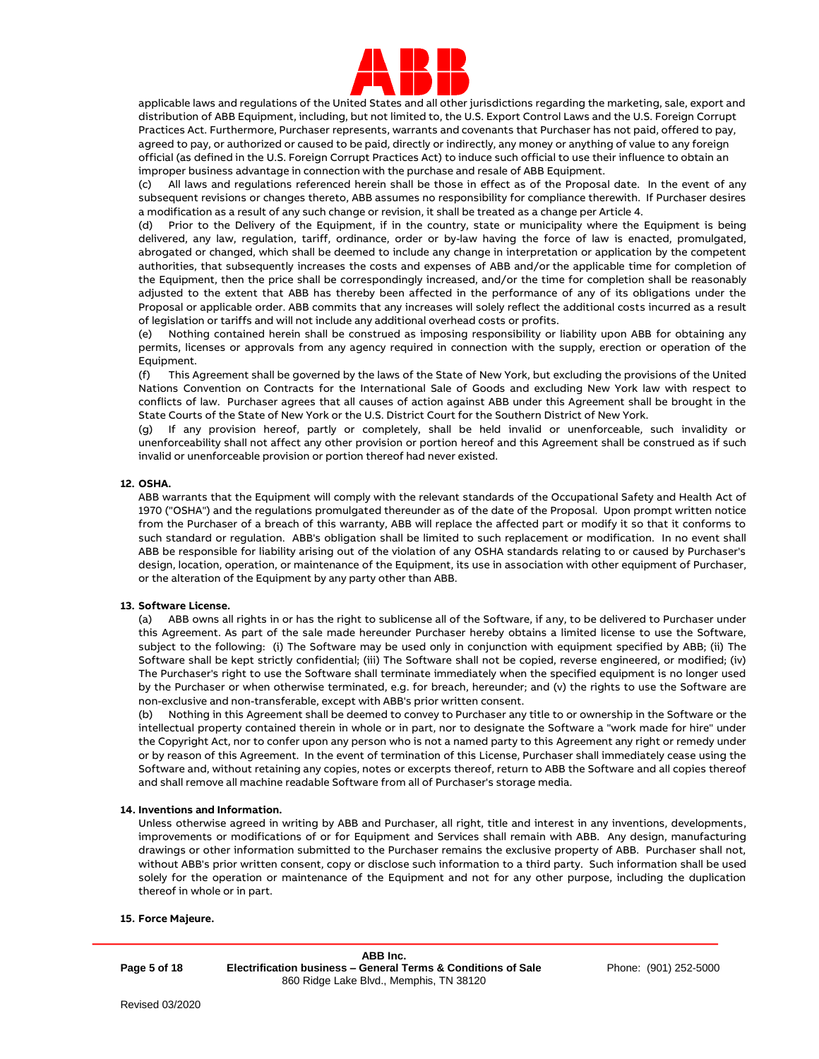applicable laws and regulations of the United States and all other jurisdictions regarding the marketing, sale, export and distribution of ABB Equipment, including, but not limited to, the U.S. Export Control Laws and the U.S. Foreign Corrupt Practices Act. Furthermore, Purchaser represents, warrants and covenants that Purchaser has not paid, offered to pay, agreed to pay, or authorized or caused to be paid, directly or indirectly, any money or anything of value to any foreign official (as defined in the U.S. Foreign Corrupt Practices Act) to induce such official to use their influence to obtain an improper business advantage in connection with the purchase and resale of ABB Equipment.

(c) All laws and regulations referenced herein shall be those in effect as of the Proposal date. In the event of any subsequent revisions or changes thereto, ABB assumes no responsibility for compliance therewith. If Purchaser desires a modification as a result of any such change or revision, it shall be treated as a change per Article 4.

(d) Prior to the Delivery of the Equipment, if in the country, state or municipality where the Equipment is being delivered, any law, regulation, tariff, ordinance, order or by-law having the force of law is enacted, promulgated, abrogated or changed, which shall be deemed to include any change in interpretation or application by the competent authorities, that subsequently increases the costs and expenses of ABB and/or the applicable time for completion of the Equipment, then the price shall be correspondingly increased, and/or the time for completion shall be reasonably adjusted to the extent that ABB has thereby been affected in the performance of any of its obligations under the Proposal or applicable order. ABB commits that any increases will solely reflect the additional costs incurred as a result of legislation or tariffs and will not include any additional overhead costs or profits.

(e) Nothing contained herein shall be construed as imposing responsibility or liability upon ABB for obtaining any permits, licenses or approvals from any agency required in connection with the supply, erection or operation of the Equipment.

(f) This Agreement shall be governed by the laws of the State of New York, but excluding the provisions of the United Nations Convention on Contracts for the International Sale of Goods and excluding New York law with respect to conflicts of law. Purchaser agrees that all causes of action against ABB under this Agreement shall be brought in the State Courts of the State of New York or the U.S. District Court for the Southern District of New York.

(g) If any provision hereof, partly or completely, shall be held invalid or unenforceable, such invalidity or unenforceability shall not affect any other provision or portion hereof and this Agreement shall be construed as if such invalid or unenforceable provision or portion thereof had never existed.

**12. OSHA.**

ABB warrants that the Equipment will comply with the relevant standards of the Occupational Safety and Health Act of 1970 ("OSHA") and the regulations promulgated thereunder as of the date of the Proposal. Upon prompt written notice from the Purchaser of a breach of this warranty, ABB will replace the affected part or modify it so that it conforms to such standard or regulation. ABB's obligation shall be limited to such replacement or modification. In no event shall ABB be responsible for liability arising out of the violation of any OSHA standards relating to or caused by Purchaser's design, location, operation, or maintenance of the Equipment, its use in association with other equipment of Purchaser, or the alteration of the Equipment by any party other than ABB.

**13. Software License.**

(a) ABB owns all rights in or has the right to sublicense all of the Software, if any, to be delivered to Purchaser under this Agreement. As part of the sale made hereunder Purchaser hereby obtains a limited license to use the Software, subject to the following: (i) The Software may be used only in conjunction with equipment specified by ABB; (ii) The Software shall be kept strictly confidential; (iii) The Software shall not be copied, reverse engineered, or modified; (iv) The Purchaser's right to use the Software shall terminate immediately when the specified equipment is no longer used by the Purchaser or when otherwise terminated, e.g. for breach, hereunder; and (v) the rights to use the Software are non-exclusive and non-transferable, except with ABB's prior written consent.

(b) Nothing in this Agreement shall be deemed to convey to Purchaser any title to or ownership in the Software or the intellectual property contained therein in whole or in part, nor to designate the Software a "work made for hire" under the Copyright Act, nor to confer upon any person who is not a named party to this Agreement any right or remedy under or by reason of this Agreement. In the event of termination of this License, Purchaser shall immediately cease using the Software and, without retaining any copies, notes or excerpts thereof, return to ABB the Software and all copies thereof and shall remove all machine readable Software from all of Purchaser's storage media.

**14. Inventions and Information.**

Unless otherwise agreed in writing by ABB and Purchaser, all right, title and interest in any inventions, developments, improvements or modifications of or for Equipment and Services shall remain with ABB. Any design, manufacturing drawings or other information submitted to the Purchaser remains the exclusive property of ABB. Purchaser shall not, without ABB's prior written consent, copy or disclose such information to a third party. Such information shall be used solely for the operation or maintenance of the Equipment and not for any other purpose, including the duplication thereof in whole or in part.

**15. Force Majeure.**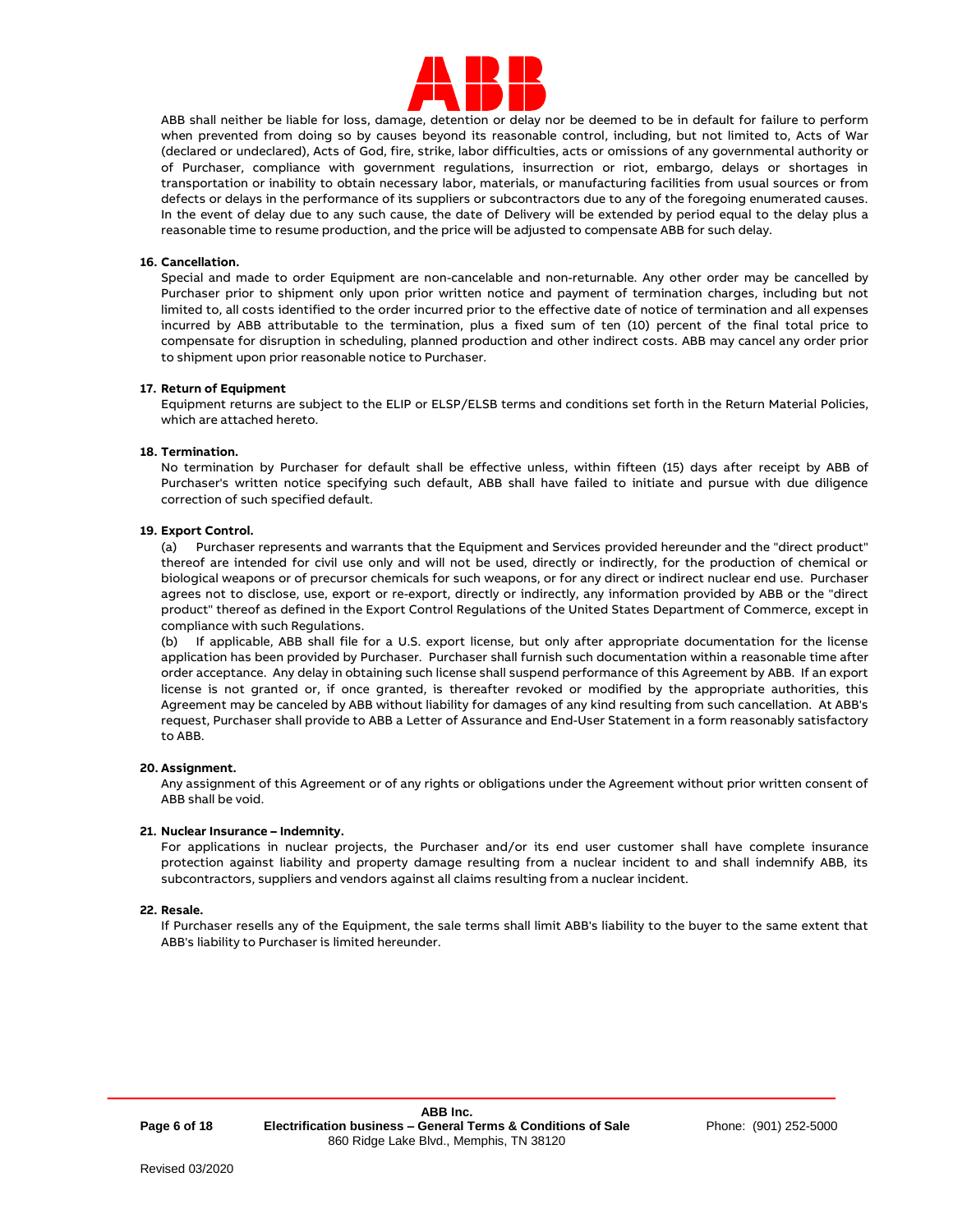ABB shall neither be liable for loss, damage, detention or delay nor be deemed to be in default for failure to perform when prevented from doing so by causes beyond its reasonable control, including, but not limited to, Acts of War (declared or undeclared), Acts of God, fire, strike, labor difficulties, acts or omissions of any governmental authority or of Purchaser, compliance with government regulations, insurrection or riot, embargo, delays or shortages in transportation or inability to obtain necessary labor, materials, or manufacturing facilities from usual sources or from defects or delays in the performance of its suppliers or subcontractors due to any of the foregoing enumerated causes. In the event of delay due to any such cause, the date of Delivery will be extended by period equal to the delay plus a reasonable time to resume production, and the price will be adjusted to compensate ABB for such delay.

**16. Cancellation.**

Special and made to order Equipment are non-cancelable and non-returnable. Any other order may be cancelled by Purchaser prior to shipment only upon prior written notice and payment of termination charges, including but not limited to, all costs identified to the order incurred prior to the effective date of notice of termination and all expenses incurred by ABB attributable to the termination, plus a fixed sum of ten (10) percent of the final total price to compensate for disruption in scheduling, planned production and other indirect costs. ABB may cancel any order prior to shipment upon prior reasonable notice to Purchaser.

**17. Return of Equipment**

Equipment returns are subject to the ELIP or ELSP/ELSB terms and conditions set forth in the Return Material Policies, which are attached hereto.

**18. Termination.**

No termination by Purchaser for default shall be effective unless, within fifteen (15) days after receipt by ABB of Purchaser's written notice specifying such default, ABB shall have failed to initiate and pursue with due diligence correction of such specified default.

**19. Export Control.**

(a) Purchaser represents and warrants that the Equipment and Services provided hereunder and the "direct product" thereof are intended for civil use only and will not be used, directly or indirectly, for the production of chemical or biological weapons or of precursor chemicals for such weapons, or for any direct or indirect nuclear end use. Purchaser agrees not to disclose, use, export or re-export, directly or indirectly, any information provided by ABB or the "direct product" thereof as defined in the Export Control Regulations of the United States Department of Commerce, except in compliance with such Regulations.

(b) If applicable, ABB shall file for a U.S. export license, but only after appropriate documentation for the license application has been provided by Purchaser. Purchaser shall furnish such documentation within a reasonable time after order acceptance. Any delay in obtaining such license shall suspend performance of this Agreement by ABB. If an export license is not granted or, if once granted, is thereafter revoked or modified by the appropriate authorities, this Agreement may be canceled by ABB without liability for damages of any kind resulting from such cancellation. At ABB's request, Purchaser shall provide to ABB a Letter of Assurance and End-User Statement in a form reasonably satisfactory to ABB.

**20. Assignment.**

Any assignment of this Agreement or of any rights or obligations under the Agreement without prior written consent of ABB shall be void.

**21. Nuclear Insurance – Indemnity.**

For applications in nuclear projects, the Purchaser and/or its end user customer shall have complete insurance protection against liability and property damage resulting from a nuclear incident to and shall indemnify ABB, its subcontractors, suppliers and vendors against all claims resulting from a nuclear incident.

**22. Resale.**

If Purchaser resells any of the Equipment, the sale terms shall limit ABB's liability to the buyer to the same extent that ABB's liability to Purchaser is limited hereunder.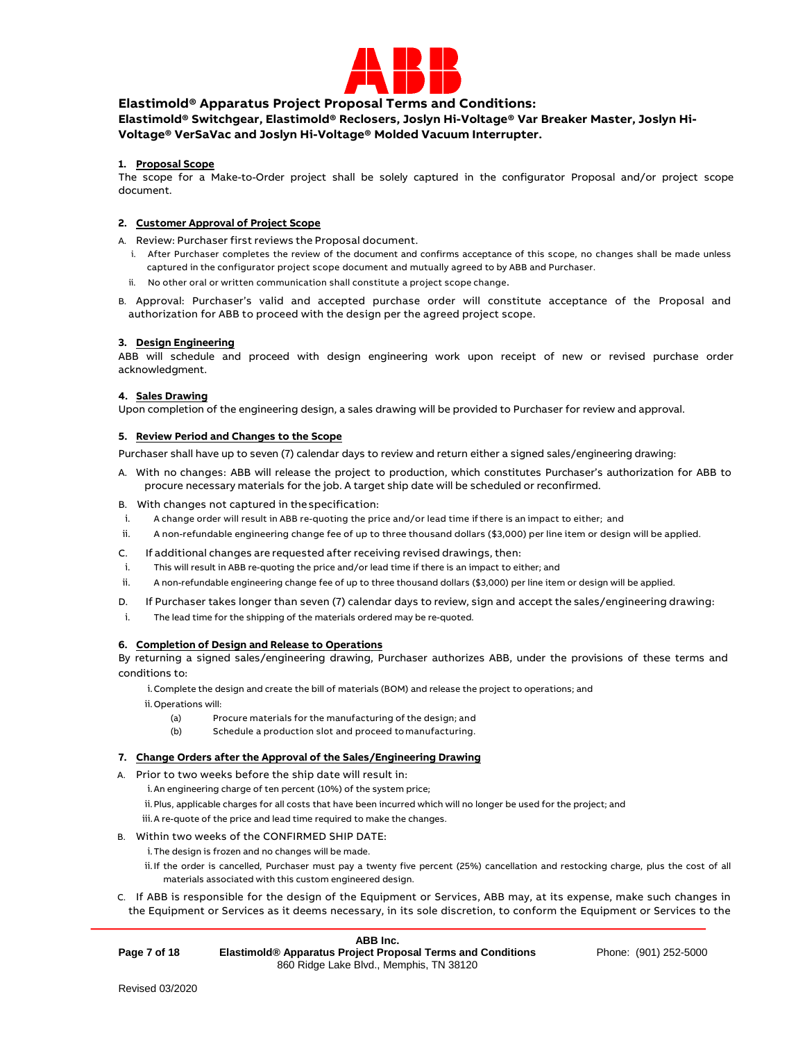## Elastimold® Apparatus Project Proposal Terms and Conditions:

### Elastimold® Switchgear, Elastimold® Reclosers, Joslyn Hi-Voltage® Var Breaker Master, Joslyn Hi-Voltage® VerSaVac and Joslyn Hi-Voltage® Molded Vacuum Interrupter.

**1. Proposal Scope**

The scope for a Make-to-Order project shall be solely captured in the configurator Proposal and/or project scope document.

**2. Customer Approval of Project Scope**

A. Review: Purchaser first reviews the Proposal document.

  i. After Purchaser completes the review of the document and confirms acceptance of this scope, no changes shall be made unless captured in the configurator project scope document and mutually agreed to by ABB and Purchaser.

  ii. No other oral or written communication shall constitute a project scope change.

B. Approval: Purchaser's valid and accepted purchase order will constitute acceptance of the Proposal and authorization for ABB to proceed with the design per the agreed project scope.

**3. Design Engineering**

ABB will schedule and proceed with design engineering work upon receipt of new or revised purchase order acknowledgment.

**4. Sales Drawing**

Upon completion of the engineering design, a sales drawing will be provided to Purchaser for review and approval.

**5. Review Period and Changes to the Scope**

Purchaser shall have up to seven (7) calendar days to review and return either a signed sales/engineering drawing:

A. With no changes: ABB will release the project to production, which constitutes Purchaser's authorization for ABB to procure necessary materials for the job. A target ship date will be scheduled or reconfirmed.

B. With changes not captured in the specification:

  i. A change order will result in ABB re-quoting the price and/or lead time if there is an impact to either; and

  ii. A non-refundable engineering change fee of up to three thousand dollars ($3,000) per line item or design will be applied.

C. If additional changes are requested after receiving revised drawings, then:

  i. This will result in ABB re-quoting the price and/or lead time if there is an impact to either; and

  ii. A non-refundable engineering change fee of up to three thousand dollars ($3,000) per line item or design will be applied.

D. If Purchaser takes longer than seven (7) calendar days to review, sign and accept the sales/engineering drawing:

  i. The lead time for the shipping of the materials ordered may be re-quoted.

**6. Completion of Design and Release to Operations**

By returning a signed sales/engineering drawing, Purchaser authorizes ABB, under the provisions of these terms and conditions to:

  i. Complete the design and create the bill of materials (BOM) and release the project to operations; and

  ii. Operations will:

    (a) Procure materials for the manufacturing of the design; and

    (b) Schedule a production slot and proceed to manufacturing.

**7. Change Orders after the Approval of the Sales/Engineering Drawing**

A. Prior to two weeks before the ship date will result in:

  i. An engineering charge of ten percent (10%) of the system price;

  ii. Plus, applicable charges for all costs that have been incurred which will no longer be used for the project; and

  iii. A re-quote of the price and lead time required to make the changes.

B. Within two weeks of the CONFIRMED SHIP DATE:

  i. The design is frozen and no changes will be made.

  ii. If the order is cancelled, Purchaser must pay a twenty five percent (25%) cancellation and restocking charge, plus the cost of all materials associated with this custom engineered design.

C. If ABB is responsible for the design of the Equipment or Services, ABB may, at its expense, make such changes in the Equipment or Services as it deems necessary, in its sole discretion, to conform the Equipment or Services to the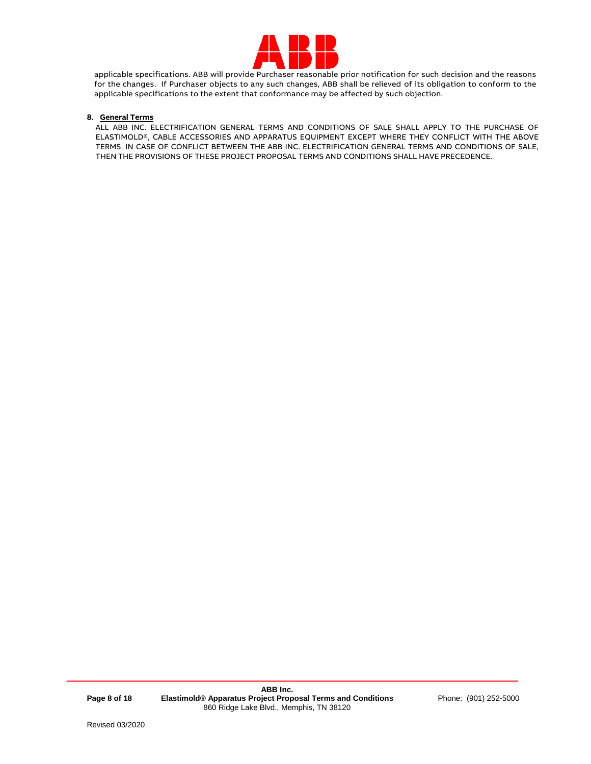applicable specifications. ABB will provide Purchaser reasonable prior notification for such decision and the reasons for the changes. If Purchaser objects to any such changes, ABB shall be relieved of its obligation to conform to the applicable specifications to the extent that conformance may be affected by such objection.

**8. <u>General Terms</u>**

ALL ABB INC. ELECTRIFICATION GENERAL TERMS AND CONDITIONS OF SALE SHALL APPLY TO THE PURCHASE OF ELASTIMOLD®, CABLE ACCESSORIES AND APPARATUS EQUIPMENT EXCEPT WHERE THEY CONFLICT WITH THE ABOVE TERMS. IN CASE OF CONFLICT BETWEEN THE ABB INC. ELECTRIFICATION GENERAL TERMS AND CONDITIONS OF SALE, THEN THE PROVISIONS OF THESE PROJECT PROPOSAL TERMS AND CONDITIONS SHALL HAVE PRECEDENCE.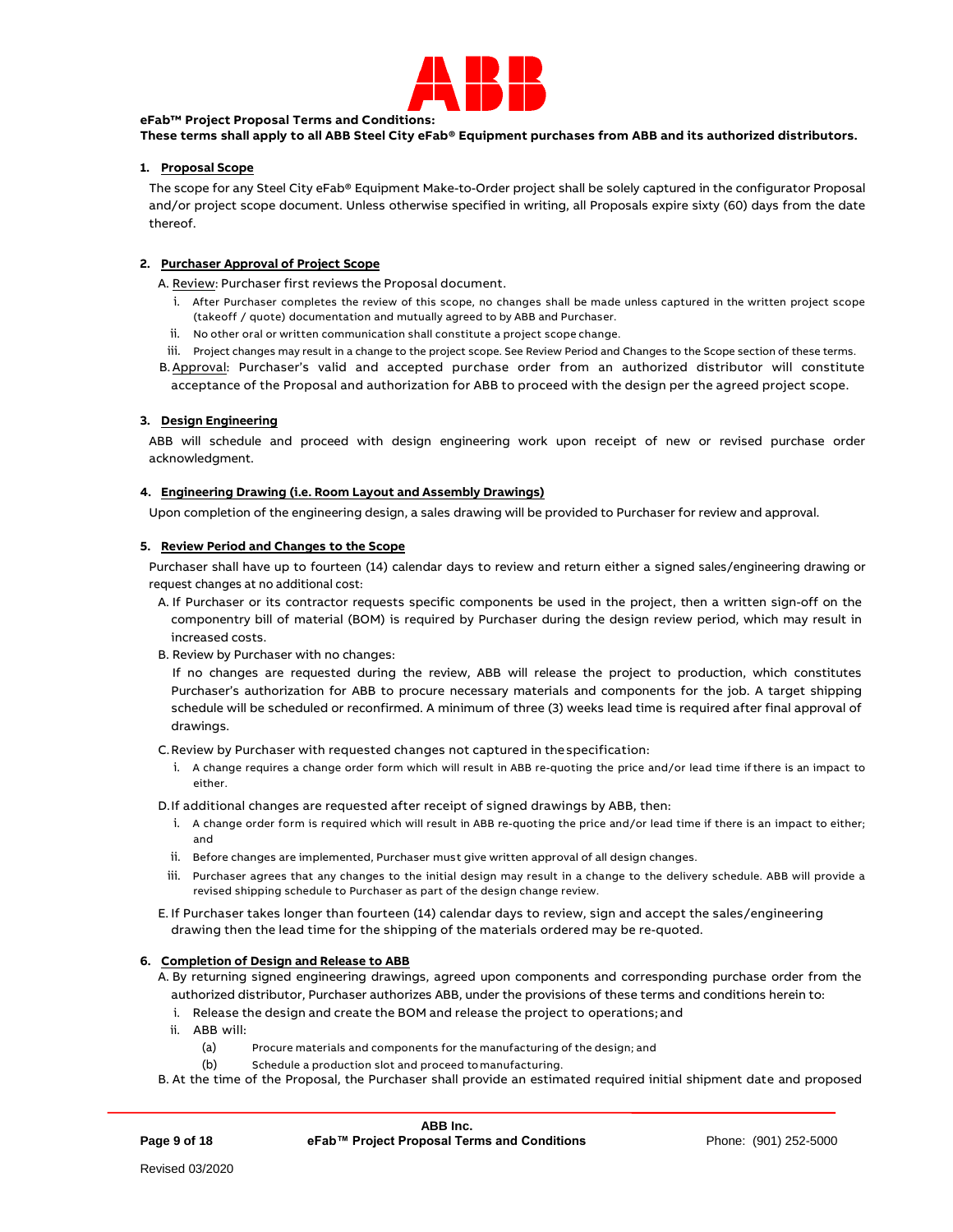**eFab™ Project Proposal Terms and Conditions:**

**These terms shall apply to all ABB Steel City eFab® Equipment purchases from ABB and its authorized distributors.**

1. **Proposal Scope**

The scope for any Steel City eFab® Equipment Make-to-Order project shall be solely captured in the configurator Proposal and/or project scope document. Unless otherwise specified in writing, all Proposals expire sixty (60) days from the date thereof.

2. **Purchaser Approval of Project Scope**

A. Review: Purchaser first reviews the Proposal document.

i. After Purchaser completes the review of this scope, no changes shall be made unless captured in the written project scope (takeoff / quote) documentation and mutually agreed to by ABB and Purchaser.

ii. No other oral or written communication shall constitute a project scope change.

iii. Project changes may result in a change to the project scope. See Review Period and Changes to the Scope section of these terms.

B. Approval: Purchaser's valid and accepted purchase order from an authorized distributor will constitute acceptance of the Proposal and authorization for ABB to proceed with the design per the agreed project scope.

3. **Design Engineering**

ABB will schedule and proceed with design engineering work upon receipt of new or revised purchase order acknowledgment.

4. **Engineering Drawing (i.e. Room Layout and Assembly Drawings)**

Upon completion of the engineering design, a sales drawing will be provided to Purchaser for review and approval.

5. **Review Period and Changes to the Scope**

Purchaser shall have up to fourteen (14) calendar days to review and return either a signed sales/engineering drawing or request changes at no additional cost:

A. If Purchaser or its contractor requests specific components be used in the project, then a written sign-off on the componentry bill of material (BOM) is required by Purchaser during the design review period, which may result in increased costs.

B. Review by Purchaser with no changes:

If no changes are requested during the review, ABB will release the project to production, which constitutes Purchaser's authorization for ABB to procure necessary materials and components for the job. A target shipping schedule will be scheduled or reconfirmed. A minimum of three (3) weeks lead time is required after final approval of drawings.

C. Review by Purchaser with requested changes not captured in the specification:

i. A change requires a change order form which will result in ABB re-quoting the price and/or lead time if there is an impact to either.

D. If additional changes are requested after receipt of signed drawings by ABB, then:

i. A change order form is required which will result in ABB re-quoting the price and/or lead time if there is an impact to either; and

ii. Before changes are implemented, Purchaser must give written approval of all design changes.

iii. Purchaser agrees that any changes to the initial design may result in a change to the delivery schedule. ABB will provide a revised shipping schedule to Purchaser as part of the design change review.

E. If Purchaser takes longer than fourteen (14) calendar days to review, sign and accept the sales/engineering drawing then the lead time for the shipping of the materials ordered may be re-quoted.

6. **Completion of Design and Release to ABB**

A. By returning signed engineering drawings, agreed upon components and corresponding purchase order from the authorized distributor, Purchaser authorizes ABB, under the provisions of these terms and conditions herein to:

i. Release the design and create the BOM and release the project to operations; and

ii. ABB will:

(a) Procure materials and components for the manufacturing of the design; and

(b) Schedule a production slot and proceed to manufacturing.

B. At the time of the Proposal, the Purchaser shall provide an estimated required initial shipment date and proposed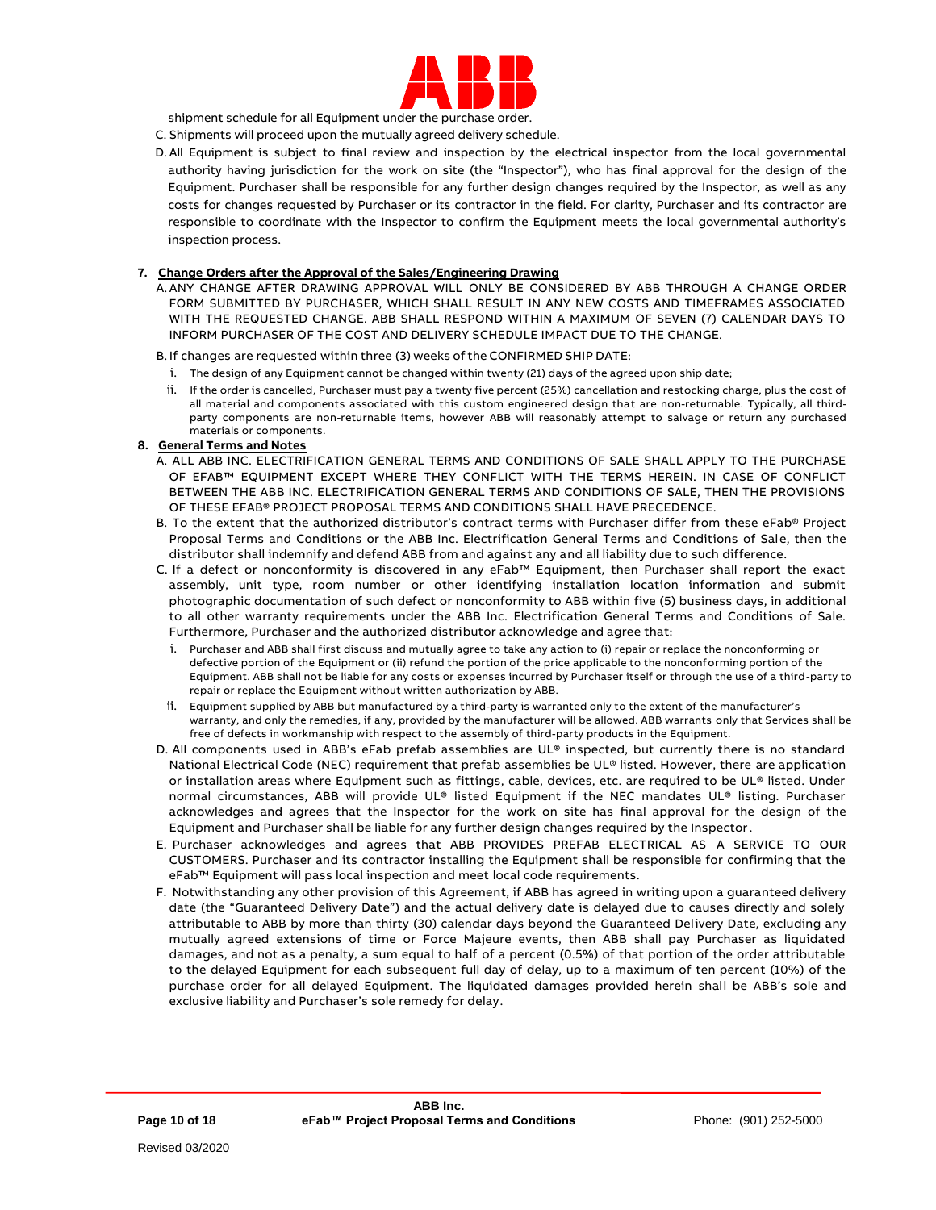shipment schedule for all Equipment under the purchase order.

C. Shipments will proceed upon the mutually agreed delivery schedule.

D. All Equipment is subject to final review and inspection by the electrical inspector from the local governmental authority having jurisdiction for the work on site (the "Inspector"), who has final approval for the design of the Equipment. Purchaser shall be responsible for any further design changes required by the Inspector, as well as any costs for changes requested by Purchaser or its contractor in the field. For clarity, Purchaser and its contractor are responsible to coordinate with the Inspector to confirm the Equipment meets the local governmental authority's inspection process.

**7. Change Orders after the Approval of the Sales/Engineering Drawing**

A. ANY CHANGE AFTER DRAWING APPROVAL WILL ONLY BE CONSIDERED BY ABB THROUGH A CHANGE ORDER FORM SUBMITTED BY PURCHASER, WHICH SHALL RESULT IN ANY NEW COSTS AND TIMEFRAMES ASSOCIATED WITH THE REQUESTED CHANGE. ABB SHALL RESPOND WITHIN A MAXIMUM OF SEVEN (7) CALENDAR DAYS TO INFORM PURCHASER OF THE COST AND DELIVERY SCHEDULE IMPACT DUE TO THE CHANGE.

B. If changes are requested within three (3) weeks of the CONFIRMED SHIP DATE:

i. The design of any Equipment cannot be changed within twenty (21) days of the agreed upon ship date;

ii. If the order is cancelled, Purchaser must pay a twenty five percent (25%) cancellation and restocking charge, plus the cost of all material and components associated with this custom engineered design that are non-returnable. Typically, all third-party components are non-returnable items, however ABB will reasonably attempt to salvage or return any purchased materials or components.

**8. General Terms and Notes**

A. ALL ABB INC. ELECTRIFICATION GENERAL TERMS AND CONDITIONS OF SALE SHALL APPLY TO THE PURCHASE OF EFAB™ EQUIPMENT EXCEPT WHERE THEY CONFLICT WITH THE TERMS HEREIN. IN CASE OF CONFLICT BETWEEN THE ABB INC. ELECTRIFICATION GENERAL TERMS AND CONDITIONS OF SALE, THEN THE PROVISIONS OF THESE EFAB® PROJECT PROPOSAL TERMS AND CONDITIONS SHALL HAVE PRECEDENCE.

B. To the extent that the authorized distributor's contract terms with Purchaser differ from these eFab® Project Proposal Terms and Conditions or the ABB Inc. Electrification General Terms and Conditions of Sale, then the distributor shall indemnify and defend ABB from and against any and all liability due to such difference.

C. If a defect or nonconformity is discovered in any eFab™ Equipment, then Purchaser shall report the exact assembly, unit type, room number or other identifying installation location information and submit photographic documentation of such defect or nonconformity to ABB within five (5) business days, in additional to all other warranty requirements under the ABB Inc. Electrification General Terms and Conditions of Sale. Furthermore, Purchaser and the authorized distributor acknowledge and agree that:

i. Purchaser and ABB shall first discuss and mutually agree to take any action to (i) repair or replace the nonconforming or defective portion of the Equipment or (ii) refund the portion of the price applicable to the nonconforming portion of the Equipment. ABB shall not be liable for any costs or expenses incurred by Purchaser itself or through the use of a third-party to repair or replace the Equipment without written authorization by ABB.

ii. Equipment supplied by ABB but manufactured by a third-party is warranted only to the extent of the manufacturer's warranty, and only the remedies, if any, provided by the manufacturer will be allowed. ABB warrants only that Services shall be free of defects in workmanship with respect to the assembly of third-party products in the Equipment.

D. All components used in ABB's eFab prefab assemblies are UL® inspected, but currently there is no standard National Electrical Code (NEC) requirement that prefab assemblies be UL® listed. However, there are application or installation areas where Equipment such as fittings, cable, devices, etc. are required to be UL® listed. Under normal circumstances, ABB will provide UL® listed Equipment if the NEC mandates UL® listing. Purchaser acknowledges and agrees that the Inspector for the work on site has final approval for the design of the Equipment and Purchaser shall be liable for any further design changes required by the Inspector.

E. Purchaser acknowledges and agrees that ABB PROVIDES PREFAB ELECTRICAL AS A SERVICE TO OUR CUSTOMERS. Purchaser and its contractor installing the Equipment shall be responsible for confirming that the eFab™ Equipment will pass local inspection and meet local code requirements.

F. Notwithstanding any other provision of this Agreement, if ABB has agreed in writing upon a guaranteed delivery date (the "Guaranteed Delivery Date") and the actual delivery date is delayed due to causes directly and solely attributable to ABB by more than thirty (30) calendar days beyond the Guaranteed Delivery Date, excluding any mutually agreed extensions of time or Force Majeure events, then ABB shall pay Purchaser as liquidated damages, and not as a penalty, a sum equal to half of a percent (0.5%) of that portion of the order attributable to the delayed Equipment for each subsequent full day of delay, up to a maximum of ten percent (10%) of the purchase order for all delayed Equipment. The liquidated damages provided herein shall be ABB's sole and exclusive liability and Purchaser's sole remedy for delay.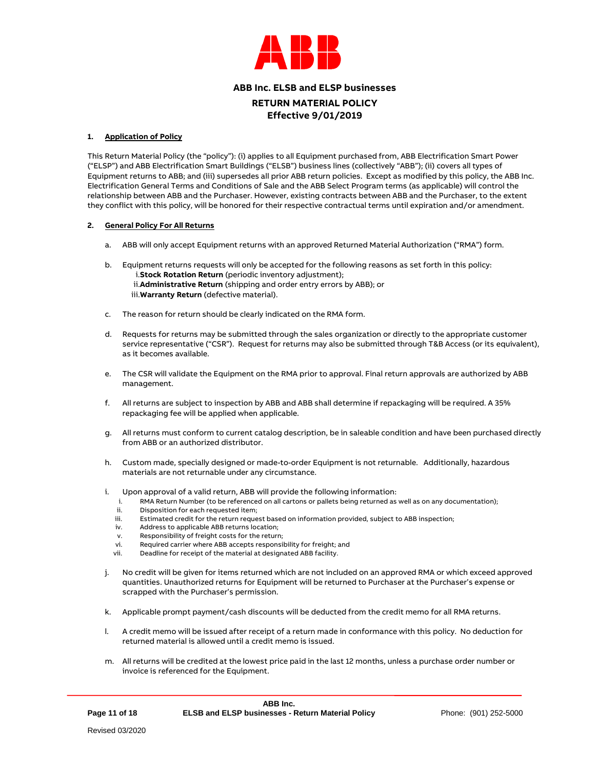# ABB Inc. ELSB and ELSP businesses

## RETURN MATERIAL POLICY

## Effective 9/01/2019

**1. Application of Policy**

This Return Material Policy (the "policy"): (i) applies to all Equipment purchased from, ABB Electrification Smart Power ("ELSP") and ABB Electrification Smart Buildings ("ELSB") business lines (collectively "ABB"); (ii) covers all types of Equipment returns to ABB; and (iii) supersedes all prior ABB return policies. Except as modified by this policy, the ABB Inc. Electrification General Terms and Conditions of Sale and the ABB Select Program terms (as applicable) will control the relationship between ABB and the Purchaser. However, existing contracts between ABB and the Purchaser, to the extent they conflict with this policy, will be honored for their respective contractual terms until expiration and/or amendment.

**2. General Policy For All Returns**

a. ABB will only accept Equipment returns with an approved Returned Material Authorization ("RMA") form.

b. Equipment returns requests will only be accepted for the following reasons as set forth in this policy:
   i. **Stock Rotation Return** (periodic inventory adjustment);
   ii. **Administrative Return** (shipping and order entry errors by ABB); or
   iii. **Warranty Return** (defective material).

c. The reason for return should be clearly indicated on the RMA form.

d. Requests for returns may be submitted through the sales organization or directly to the appropriate customer service representative ("CSR"). Request for returns may also be submitted through T&B Access (or its equivalent), as it becomes available.

e. The CSR will validate the Equipment on the RMA prior to approval. Final return approvals are authorized by ABB management.

f. All returns are subject to inspection by ABB and ABB shall determine if repackaging will be required. A 35% repackaging fee will be applied when applicable.

g. All returns must conform to current catalog description, be in saleable condition and have been purchased directly from ABB or an authorized distributor.

h. Custom made, specially designed or made-to-order Equipment is not returnable. Additionally, hazardous materials are not returnable under any circumstance.

i. Upon approval of a valid return, ABB will provide the following information:
   i. RMA Return Number (to be referenced on all cartons or pallets being returned as well as on any documentation);
   ii. Disposition for each requested item;
   iii. Estimated credit for the return request based on information provided, subject to ABB inspection;
   iv. Address to applicable ABB returns location;
   v. Responsibility of freight costs for the return;
   vi. Required carrier where ABB accepts responsibility for freight; and
   vii. Deadline for receipt of the material at designated ABB facility.

j. No credit will be given for items returned which are not included on an approved RMA or which exceed approved quantities. Unauthorized returns for Equipment will be returned to Purchaser at the Purchaser's expense or scrapped with the Purchaser's permission.

k. Applicable prompt payment/cash discounts will be deducted from the credit memo for all RMA returns.

l. A credit memo will be issued after receipt of a return made in conformance with this policy. No deduction for returned material is allowed until a credit memo is issued.

m. All returns will be credited at the lowest price paid in the last 12 months, unless a purchase order number or invoice is referenced for the Equipment.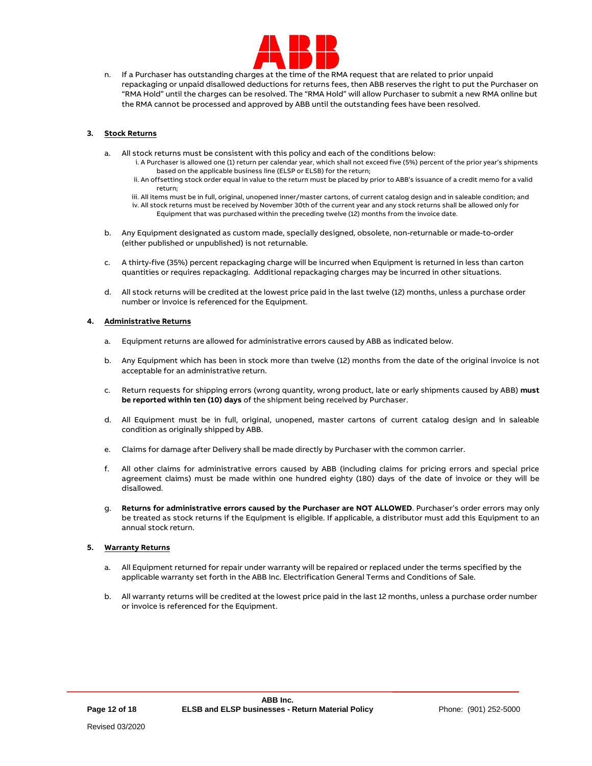n. If a Purchaser has outstanding charges at the time of the RMA request that are related to prior unpaid repackaging or unpaid disallowed deductions for returns fees, then ABB reserves the right to put the Purchaser on "RMA Hold" until the charges can be resolved. The "RMA Hold" will allow Purchaser to submit a new RMA online but the RMA cannot be processed and approved by ABB until the outstanding fees have been resolved.

### 3. Stock Returns

a. All stock returns must be consistent with this policy and each of the conditions below:

   i. A Purchaser is allowed one (1) return per calendar year, which shall not exceed five (5%) percent of the prior year's shipments based on the applicable business line (ELSP or ELSB) for the return;

   ii. An offsetting stock order equal in value to the return must be placed by prior to ABB's issuance of a credit memo for a valid return;

   iii. All items must be in full, original, unopened inner/master cartons, of current catalog design and in saleable condition; and

   iv. All stock returns must be received by November 30th of the current year and any stock returns shall be allowed only for Equipment that was purchased within the preceding twelve (12) months from the invoice date.

b. Any Equipment designated as custom made, specially designed, obsolete, non-returnable or made-to-order (either published or unpublished) is not returnable.

c. A thirty-five (35%) percent repackaging charge will be incurred when Equipment is returned in less than carton quantities or requires repackaging. Additional repackaging charges may be incurred in other situations.

d. All stock returns will be credited at the lowest price paid in the last twelve (12) months, unless a purchase order number or invoice is referenced for the Equipment.

### 4. Administrative Returns

a. Equipment returns are allowed for administrative errors caused by ABB as indicated below.

b. Any Equipment which has been in stock more than twelve (12) months from the date of the original invoice is not acceptable for an administrative return.

c. Return requests for shipping errors (wrong quantity, wrong product, late or early shipments caused by ABB) **must be reported within ten (10) days** of the shipment being received by Purchaser.

d. All Equipment must be in full, original, unopened, master cartons of current catalog design and in saleable condition as originally shipped by ABB.

e. Claims for damage after Delivery shall be made directly by Purchaser with the common carrier.

f. All other claims for administrative errors caused by ABB (including claims for pricing errors and special price agreement claims) must be made within one hundred eighty (180) days of the date of invoice or they will be disallowed.

g. **Returns for administrative errors caused by the Purchaser are NOT ALLOWED**. Purchaser's order errors may only be treated as stock returns if the Equipment is eligible. If applicable, a distributor must add this Equipment to an annual stock return.

### 5. Warranty Returns

a. All Equipment returned for repair under warranty will be repaired or replaced under the terms specified by the applicable warranty set forth in the ABB Inc. Electrification General Terms and Conditions of Sale.

b. All warranty returns will be credited at the lowest price paid in the last 12 months, unless a purchase order number or invoice is referenced for the Equipment.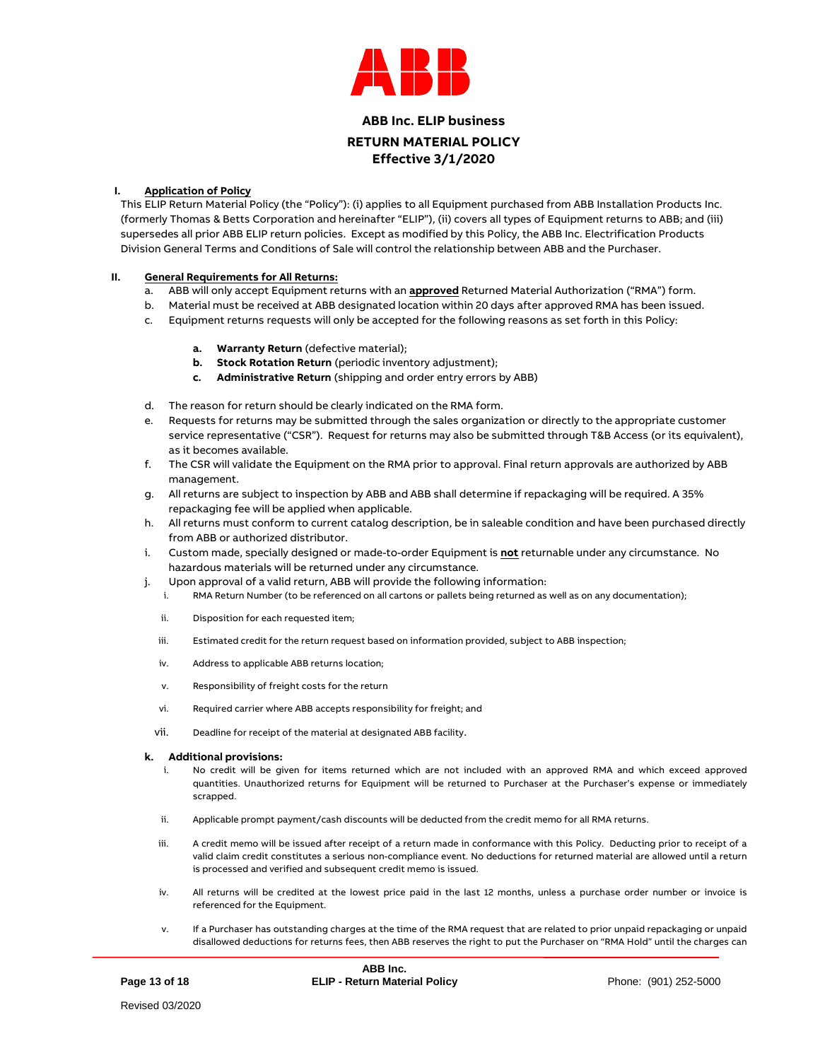ABB Inc. ELIP business

# RETURN MATERIAL POLICY

## Effective 3/1/2020

## I. Application of Policy

This ELIP Return Material Policy (the "Policy"): (i) applies to all Equipment purchased from ABB Installation Products Inc. (formerly Thomas & Betts Corporation and hereinafter "ELIP"), (ii) covers all types of Equipment returns to ABB; and (iii) supersedes all prior ABB ELIP return policies. Except as modified by this Policy, the ABB Inc. Electrification Products Division General Terms and Conditions of Sale will control the relationship between ABB and the Purchaser.

## II. General Requirements for All Returns:

a. ABB will only accept Equipment returns with an **approved** Returned Material Authorization ("RMA") form.

b. Material must be received at ABB designated location within 20 days after approved RMA has been issued.

c. Equipment returns requests will only be accepted for the following reasons as set forth in this Policy:

   a. **Warranty Return** (defective material);
   b. **Stock Rotation Return** (periodic inventory adjustment);
   c. **Administrative Return** (shipping and order entry errors by ABB)

d. The reason for return should be clearly indicated on the RMA form.

e. Requests for returns may be submitted through the sales organization or directly to the appropriate customer service representative ("CSR"). Request for returns may also be submitted through T&B Access (or its equivalent), as it becomes available.

f. The CSR will validate the Equipment on the RMA prior to approval. Final return approvals are authorized by ABB management.

g. All returns are subject to inspection by ABB and ABB shall determine if repackaging will be required. A 35% repackaging fee will be applied when applicable.

h. All returns must conform to current catalog description, be in saleable condition and have been purchased directly from ABB or authorized distributor.

i. Custom made, specially designed or made-to-order Equipment is **not** returnable under any circumstance. No hazardous materials will be returned under any circumstance.

j. Upon approval of a valid return, ABB will provide the following information:

   i. RMA Return Number (to be referenced on all cartons or pallets being returned as well as on any documentation);
   ii. Disposition for each requested item;
   iii. Estimated credit for the return request based on information provided, subject to ABB inspection;
   iv. Address to applicable ABB returns location;
   v. Responsibility of freight costs for the return
   vi. Required carrier where ABB accepts responsibility for freight; and
   vii. Deadline for receipt of the material at designated ABB facility.

k. **Additional provisions:**

   i. No credit will be given for items returned which are not included with an approved RMA and which exceed approved quantities. Unauthorized returns for Equipment will be returned to Purchaser at the Purchaser's expense or immediately scrapped.
   ii. Applicable prompt payment/cash discounts will be deducted from the credit memo for all RMA returns.
   iii. A credit memo will be issued after receipt of a return made in conformance with this Policy. Deducting prior to receipt of a valid claim credit constitutes a serious non-compliance event. No deductions for returned material are allowed until a return is processed and verified and subsequent credit memo is issued.
   iv. All returns will be credited at the lowest price paid in the last 12 months, unless a purchase order number or invoice is referenced for the Equipment.
   v. If a Purchaser has outstanding charges at the time of the RMA request that are related to prior unpaid repackaging or unpaid disallowed deductions for returns fees, then ABB reserves the right to put the Purchaser on "RMA Hold" until the charges can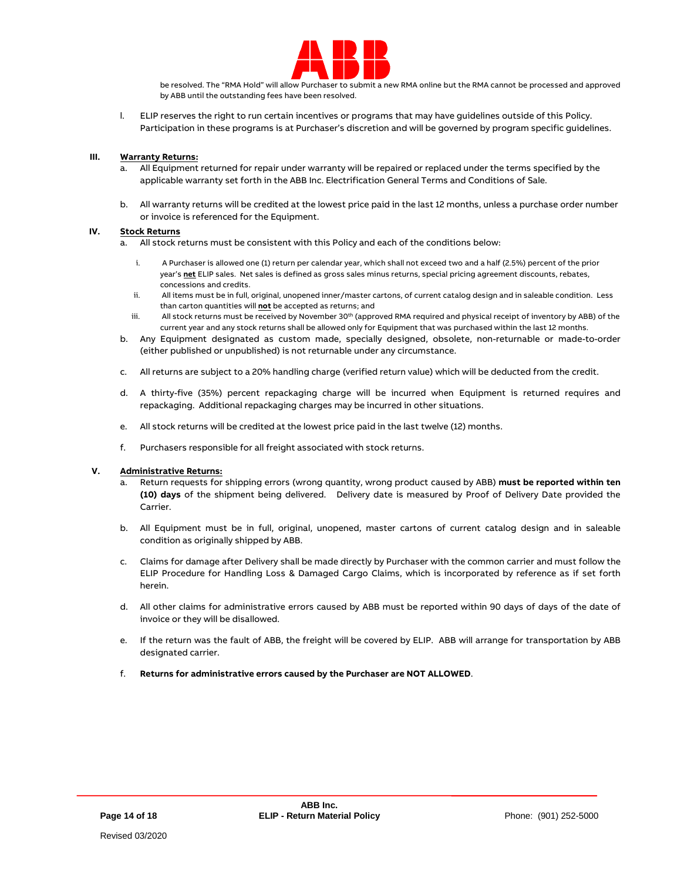be resolved. The "RMA Hold" will allow Purchaser to submit a new RMA online but the RMA cannot be processed and approved by ABB until the outstanding fees have been resolved.

l. ELIP reserves the right to run certain incentives or programs that may have guidelines outside of this Policy. Participation in these programs is at Purchaser's discretion and will be governed by program specific guidelines.

### III. Warranty Returns:

a. All Equipment returned for repair under warranty will be repaired or replaced under the terms specified by the applicable warranty set forth in the ABB Inc. Electrification General Terms and Conditions of Sale.

b. All warranty returns will be credited at the lowest price paid in the last 12 months, unless a purchase order number or invoice is referenced for the Equipment.

### IV. Stock Returns

a. All stock returns must be consistent with this Policy and each of the conditions below:

   i. A Purchaser is allowed one (1) return per calendar year, which shall not exceed two and a half (2.5%) percent of the prior year's **net** ELIP sales. Net sales is defined as gross sales minus returns, special pricing agreement discounts, rebates, concessions and credits.

   ii. All items must be in full, original, unopened inner/master cartons, of current catalog design and in saleable condition. Less than carton quantities will **not** be accepted as returns; and

   iii. All stock returns must be received by November 30th (approved RMA required and physical receipt of inventory by ABB) of the current year and any stock returns shall be allowed only for Equipment that was purchased within the last 12 months.

b. Any Equipment designated as custom made, specially designed, obsolete, non-returnable or made-to-order (either published or unpublished) is not returnable under any circumstance.

c. All returns are subject to a 20% handling charge (verified return value) which will be deducted from the credit.

d. A thirty-five (35%) percent repackaging charge will be incurred when Equipment is returned requires and repackaging. Additional repackaging charges may be incurred in other situations.

e. All stock returns will be credited at the lowest price paid in the last twelve (12) months.

f. Purchasers responsible for all freight associated with stock returns.

### V. Administrative Returns:

a. Return requests for shipping errors (wrong quantity, wrong product caused by ABB) **must be reported within ten (10) days** of the shipment being delivered. Delivery date is measured by Proof of Delivery Date provided the Carrier.

b. All Equipment must be in full, original, unopened, master cartons of current catalog design and in saleable condition as originally shipped by ABB.

c. Claims for damage after Delivery shall be made directly by Purchaser with the common carrier and must follow the ELIP Procedure for Handling Loss & Damaged Cargo Claims, which is incorporated by reference as if set forth herein.

d. All other claims for administrative errors caused by ABB must be reported within 90 days of days of the date of invoice or they will be disallowed.

e. If the return was the fault of ABB, the freight will be covered by ELIP. ABB will arrange for transportation by ABB designated carrier.

f. **Returns for administrative errors caused by the Purchaser are NOT ALLOWED**.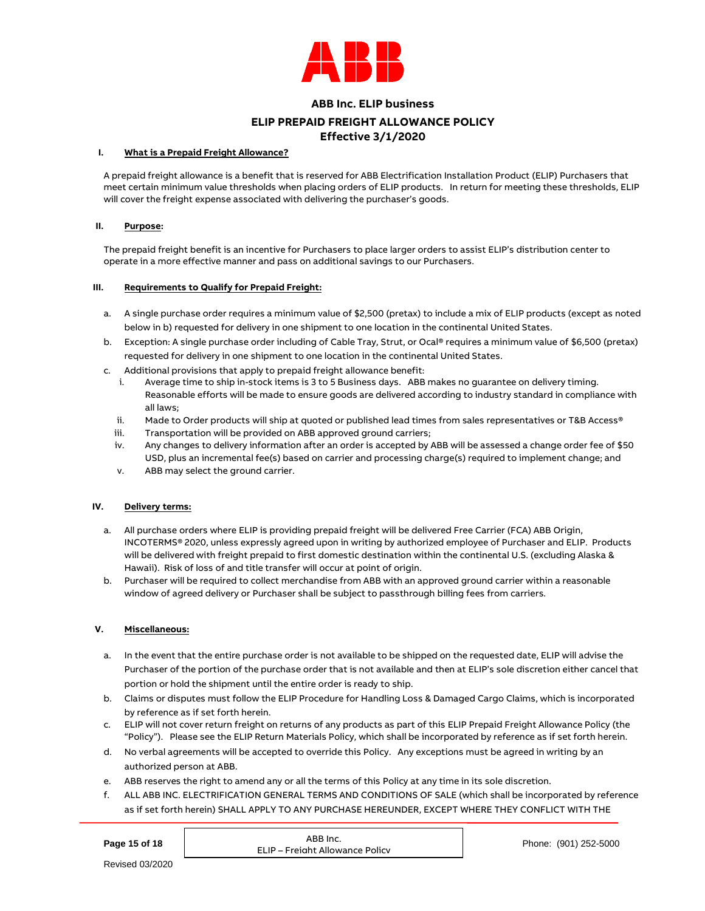# ABB Inc. ELIP business

## ELIP PREPAID FREIGHT ALLOWANCE POLICY

## Effective 3/1/2020

### I. What is a Prepaid Freight Allowance?

A prepaid freight allowance is a benefit that is reserved for ABB Electrification Installation Product (ELIP) Purchasers that meet certain minimum value thresholds when placing orders of ELIP products. In return for meeting these thresholds, ELIP will cover the freight expense associated with delivering the purchaser's goods.

### II. Purpose:

The prepaid freight benefit is an incentive for Purchasers to place larger orders to assist ELIP's distribution center to operate in a more effective manner and pass on additional savings to our Purchasers.

### III. Requirements to Qualify for Prepaid Freight:

a. A single purchase order requires a minimum value of $2,500 (pretax) to include a mix of ELIP products (except as noted below in b) requested for delivery in one shipment to one location in the continental United States.

b. Exception: A single purchase order including of Cable Tray, Strut, or Ocal® requires a minimum value of $6,500 (pretax) requested for delivery in one shipment to one location in the continental United States.

c. Additional provisions that apply to prepaid freight allowance benefit:

   i. Average time to ship in-stock items is 3 to 5 Business days. ABB makes no guarantee on delivery timing. Reasonable efforts will be made to ensure goods are delivered according to industry standard in compliance with all laws;

   ii. Made to Order products will ship at quoted or published lead times from sales representatives or T&B Access®

   iii. Transportation will be provided on ABB approved ground carriers;

   iv. Any changes to delivery information after an order is accepted by ABB will be assessed a change order fee of $50 USD, plus an incremental fee(s) based on carrier and processing charge(s) required to implement change; and

   v. ABB may select the ground carrier.

### IV. Delivery terms:

a. All purchase orders where ELIP is providing prepaid freight will be delivered Free Carrier (FCA) ABB Origin, INCOTERMS® 2020, unless expressly agreed upon in writing by authorized employee of Purchaser and ELIP. Products will be delivered with freight prepaid to first domestic destination within the continental U.S. (excluding Alaska & Hawaii). Risk of loss of and title transfer will occur at point of origin.

b. Purchaser will be required to collect merchandise from ABB with an approved ground carrier within a reasonable window of agreed delivery or Purchaser shall be subject to passthrough billing fees from carriers.

### V. Miscellaneous:

a. In the event that the entire purchase order is not available to be shipped on the requested date, ELIP will advise the Purchaser of the portion of the purchase order that is not available and then at ELIP's sole discretion either cancel that portion or hold the shipment until the entire order is ready to ship.

b. Claims or disputes must follow the ELIP Procedure for Handling Loss & Damaged Cargo Claims, which is incorporated by reference as if set forth herein.

c. ELIP will not cover return freight on returns of any products as part of this ELIP Prepaid Freight Allowance Policy (the "Policy"). Please see the ELIP Return Materials Policy, which shall be incorporated by reference as if set forth herein.

d. No verbal agreements will be accepted to override this Policy. Any exceptions must be agreed in writing by an authorized person at ABB.

e. ABB reserves the right to amend any or all the terms of this Policy at any time in its sole discretion.

f. ALL ABB INC. ELECTRIFICATION GENERAL TERMS AND CONDITIONS OF SALE (which shall be incorporated by reference as if set forth herein) SHALL APPLY TO ANY PURCHASE HEREUNDER, EXCEPT WHERE THEY CONFLICT WITH THE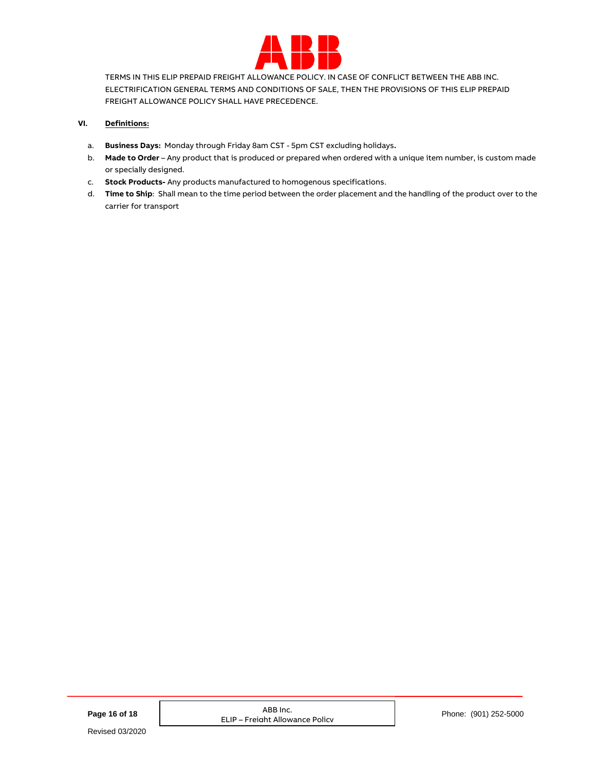TERMS IN THIS ELIP PREPAID FREIGHT ALLOWANCE POLICY. IN CASE OF CONFLICT BETWEEN THE ABB INC. ELECTRIFICATION GENERAL TERMS AND CONDITIONS OF SALE, THEN THE PROVISIONS OF THIS ELIP PREPAID FREIGHT ALLOWANCE POLICY SHALL HAVE PRECEDENCE.

## VI. Definitions:

a. **Business Days:** Monday through Friday 8am CST - 5pm CST excluding holidays**.**

b. **Made to Order** – Any product that is produced or prepared when ordered with a unique item number, is custom made or specially designed.

c. **Stock Products-** Any products manufactured to homogenous specifications.

d. **Time to Ship**: Shall mean to the time period between the order placement and the handling of the product over to the carrier for transport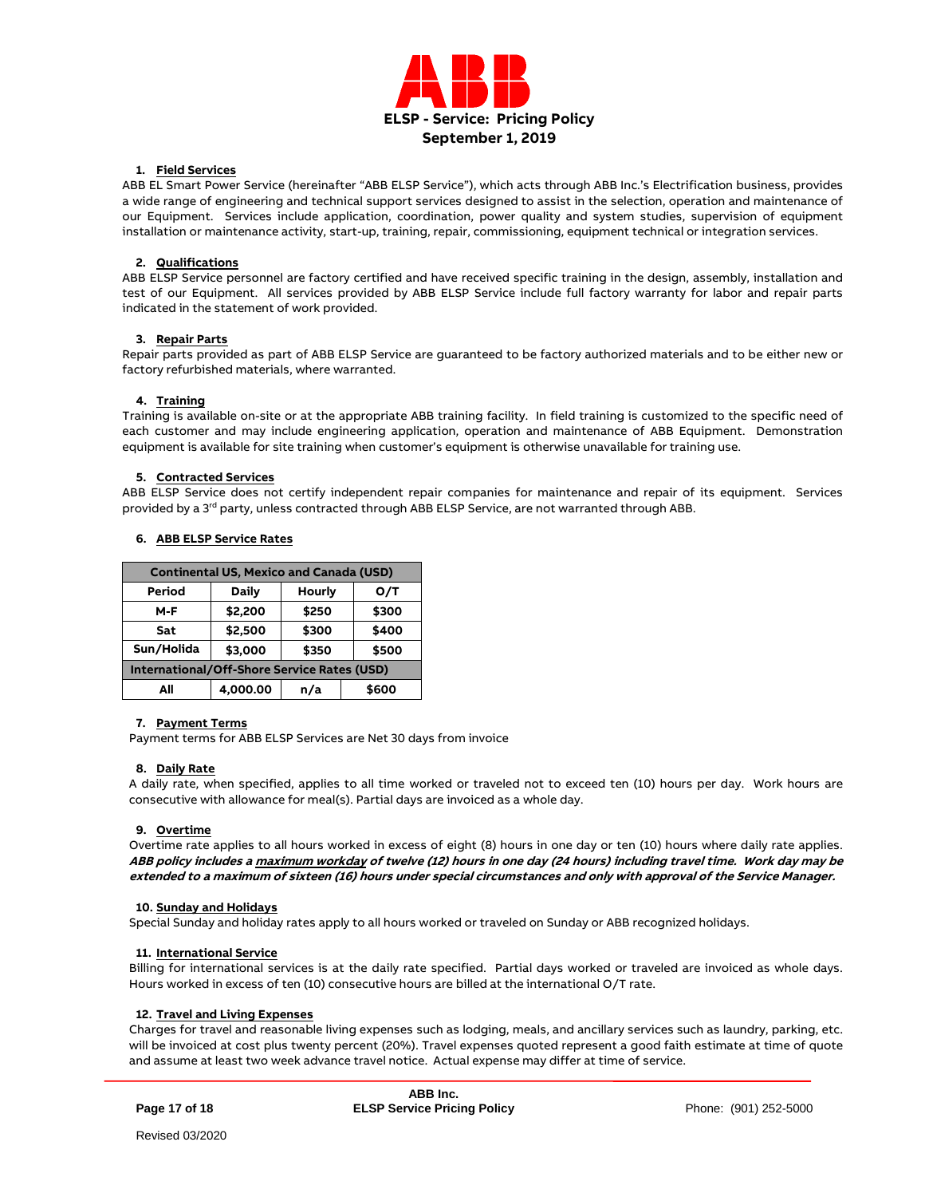# ELSP - Service: Pricing Policy

**September 1, 2019**

1. **Field Services**

ABB EL Smart Power Service (hereinafter "ABB ELSP Service"), which acts through ABB Inc.'s Electrification business, provides a wide range of engineering and technical support services designed to assist in the selection, operation and maintenance of our Equipment. Services include application, coordination, power quality and system studies, supervision of equipment installation or maintenance activity, start-up, training, repair, commissioning, equipment technical or integration services.

2. **Qualifications**

ABB ELSP Service personnel are factory certified and have received specific training in the design, assembly, installation and test of our Equipment. All services provided by ABB ELSP Service include full factory warranty for labor and repair parts indicated in the statement of work provided.

3. **Repair Parts**

Repair parts provided as part of ABB ELSP Service are guaranteed to be factory authorized materials and to be either new or factory refurbished materials, where warranted.

4. **Training**

Training is available on-site or at the appropriate ABB training facility. In field training is customized to the specific need of each customer and may include engineering application, operation and maintenance of ABB Equipment. Demonstration equipment is available for site training when customer's equipment is otherwise unavailable for training use.

5. **Contracted Services**

ABB ELSP Service does not certify independent repair companies for maintenance and repair of its equipment. Services provided by a 3rd party, unless contracted through ABB ELSP Service, are not warranted through ABB.

6. **ABB ELSP Service Rates**

| Continental US, Mexico and Canada (USD) | | | |
|---|---|---|---|
| **Period** | **Daily** | **Hourly** | **O/T** |
| **M-F** | **$2,200** | **$250** | **$300** |
| **Sat** | **$2,500** | **$300** | **$400** |
| **Sun/Holida** | **$3,000** | **$350** | **$500** |
| **International/Off-Shore Service Rates (USD)** | | | |
| **All** | **4,000.00** | **n/a** | **$600** |

7. **Payment Terms**

Payment terms for ABB ELSP Services are Net 30 days from invoice

8. **Daily Rate**

A daily rate, when specified, applies to all time worked or traveled not to exceed ten (10) hours per day. Work hours are consecutive with allowance for meal(s). Partial days are invoiced as a whole day.

9. **Overtime**

Overtime rate applies to all hours worked in excess of eight (8) hours in one day or ten (10) hours where daily rate applies. ***ABB policy includes a maximum workday of twelve (12) hours in one day (24 hours) including travel time. Work day may be extended to a maximum of sixteen (16) hours under special circumstances and only with approval of the Service Manager.***

10. **Sunday and Holidays**

Special Sunday and holiday rates apply to all hours worked or traveled on Sunday or ABB recognized holidays.

11. **International Service**

Billing for international services is at the daily rate specified. Partial days worked or traveled are invoiced as whole days. Hours worked in excess of ten (10) consecutive hours are billed at the international O/T rate.

12. **Travel and Living Expenses**

Charges for travel and reasonable living expenses such as lodging, meals, and ancillary services such as laundry, parking, etc. will be invoiced at cost plus twenty percent (20%). Travel expenses quoted represent a good faith estimate at time of quote and assume at least two week advance travel notice. Actual expense may differ at time of service.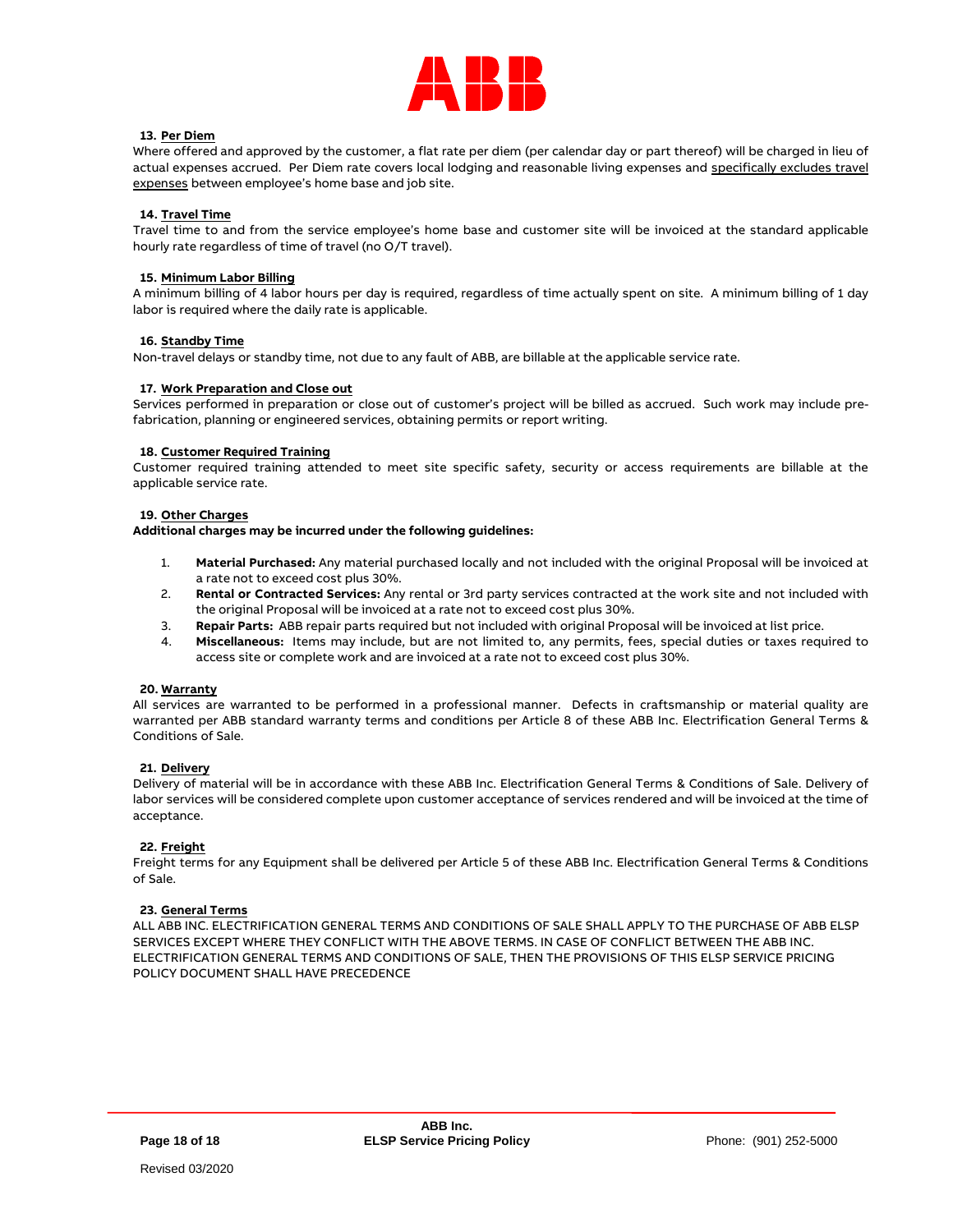**13. Per Diem**

Where offered and approved by the customer, a flat rate per diem (per calendar day or part thereof) will be charged in lieu of actual expenses accrued. Per Diem rate covers local lodging and reasonable living expenses and specifically excludes travel expenses between employee's home base and job site.

**14. Travel Time**

Travel time to and from the service employee's home base and customer site will be invoiced at the standard applicable hourly rate regardless of time of travel (no O/T travel).

**15. Minimum Labor Billing**

A minimum billing of 4 labor hours per day is required, regardless of time actually spent on site. A minimum billing of 1 day labor is required where the daily rate is applicable.

**16. Standby Time**

Non-travel delays or standby time, not due to any fault of ABB, are billable at the applicable service rate.

**17. Work Preparation and Close out**

Services performed in preparation or close out of customer's project will be billed as accrued. Such work may include pre-fabrication, planning or engineered services, obtaining permits or report writing.

**18. Customer Required Training**

Customer required training attended to meet site specific safety, security or access requirements are billable at the applicable service rate.

**19. Other Charges**

**Additional charges may be incurred under the following guidelines:**

1. **Material Purchased:** Any material purchased locally and not included with the original Proposal will be invoiced at a rate not to exceed cost plus 30%.
2. **Rental or Contracted Services:** Any rental or 3rd party services contracted at the work site and not included with the original Proposal will be invoiced at a rate not to exceed cost plus 30%.
3. **Repair Parts:** ABB repair parts required but not included with original Proposal will be invoiced at list price.
4. **Miscellaneous:** Items may include, but are not limited to, any permits, fees, special duties or taxes required to access site or complete work and are invoiced at a rate not to exceed cost plus 30%.

**20. Warranty**

All services are warranted to be performed in a professional manner. Defects in craftsmanship or material quality are warranted per ABB standard warranty terms and conditions per Article 8 of these ABB Inc. Electrification General Terms & Conditions of Sale.

**21. Delivery**

Delivery of material will be in accordance with these ABB Inc. Electrification General Terms & Conditions of Sale. Delivery of labor services will be considered complete upon customer acceptance of services rendered and will be invoiced at the time of acceptance.

**22. Freight**

Freight terms for any Equipment shall be delivered per Article 5 of these ABB Inc. Electrification General Terms & Conditions of Sale.

**23. General Terms**

ALL ABB INC. ELECTRIFICATION GENERAL TERMS AND CONDITIONS OF SALE SHALL APPLY TO THE PURCHASE OF ABB ELSP SERVICES EXCEPT WHERE THEY CONFLICT WITH THE ABOVE TERMS. IN CASE OF CONFLICT BETWEEN THE ABB INC. ELECTRIFICATION GENERAL TERMS AND CONDITIONS OF SALE, THEN THE PROVISIONS OF THIS ELSP SERVICE PRICING POLICY DOCUMENT SHALL HAVE PRECEDENCE